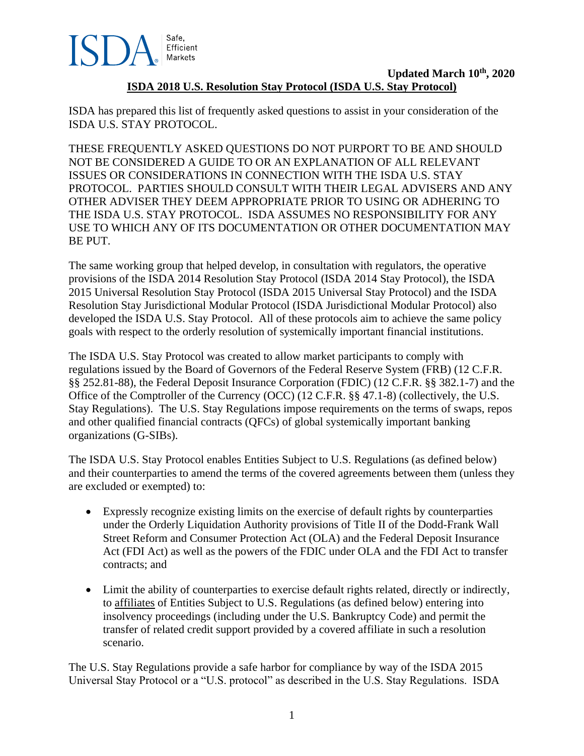ISDA Safe, Efficient Markets

**Updated March 10th, 2020**

**ISDA 2018 U.S. Resolution Stay Protocol (ISDA U.S. Stay Protocol)**

ISDA has prepared this list of frequently asked questions to assist in your consideration of the ISDA U.S. STAY PROTOCOL.

THESE FREQUENTLY ASKED QUESTIONS DO NOT PURPORT TO BE AND SHOULD NOT BE CONSIDERED A GUIDE TO OR AN EXPLANATION OF ALL RELEVANT ISSUES OR CONSIDERATIONS IN CONNECTION WITH THE ISDA U.S. STAY PROTOCOL. PARTIES SHOULD CONSULT WITH THEIR LEGAL ADVISERS AND ANY OTHER ADVISER THEY DEEM APPROPRIATE PRIOR TO USING OR ADHERING TO THE ISDA U.S. STAY PROTOCOL. ISDA ASSUMES NO RESPONSIBILITY FOR ANY USE TO WHICH ANY OF ITS DOCUMENTATION OR OTHER DOCUMENTATION MAY BE PUT.

The same working group that helped develop, in consultation with regulators, the operative provisions of the ISDA 2014 Resolution Stay Protocol (ISDA 2014 Stay Protocol), the ISDA 2015 Universal Resolution Stay Protocol (ISDA 2015 Universal Stay Protocol) and the ISDA Resolution Stay Jurisdictional Modular Protocol (ISDA Jurisdictional Modular Protocol) also developed the ISDA U.S. Stay Protocol. All of these protocols aim to achieve the same policy goals with respect to the orderly resolution of systemically important financial institutions.

The ISDA U.S. Stay Protocol was created to allow market participants to comply with regulations issued by the Board of Governors of the Federal Reserve System (FRB) (12 C.F.R. §§ 252.81-88), the Federal Deposit Insurance Corporation (FDIC) (12 C.F.R. §§ 382.1-7) and the Office of the Comptroller of the Currency (OCC) (12 C.F.R. §§ 47.1-8) (collectively, the U.S. Stay Regulations). The U.S. Stay Regulations impose requirements on the terms of swaps, repos and other qualified financial contracts (QFCs) of global systemically important banking organizations (G-SIBs).

The ISDA U.S. Stay Protocol enables Entities Subject to U.S. Regulations (as defined below) and their counterparties to amend the terms of the covered agreements between them (unless they are excluded or exempted) to:

- Expressly recognize existing limits on the exercise of default rights by counterparties under the Orderly Liquidation Authority provisions of Title II of the Dodd-Frank Wall Street Reform and Consumer Protection Act (OLA) and the Federal Deposit Insurance Act (FDI Act) as well as the powers of the FDIC under OLA and the FDI Act to transfer contracts; and
- Limit the ability of counterparties to exercise default rights related, directly or indirectly, to affiliates of Entities Subject to U.S. Regulations (as defined below) entering into insolvency proceedings (including under the U.S. Bankruptcy Code) and permit the transfer of related credit support provided by a covered affiliate in such a resolution scenario.

The U.S. Stay Regulations provide a safe harbor for compliance by way of the ISDA 2015 Universal Stay Protocol or a "U.S. protocol" as described in the U.S. Stay Regulations. ISDA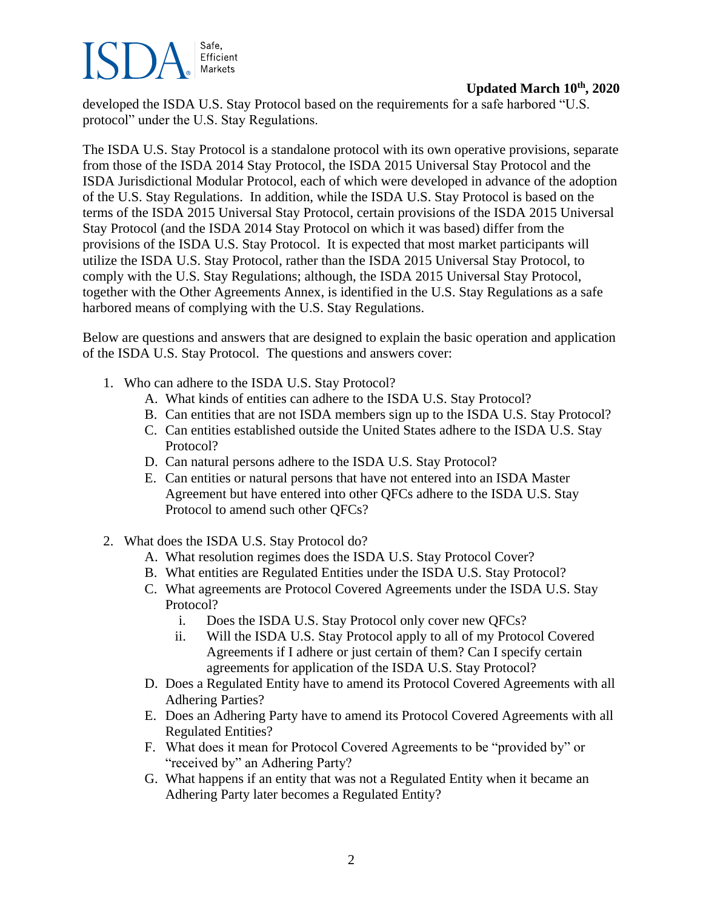developed the ISDA U.S. Stay Protocol based on the requirements for a safe harbored "U.S. protocol" under the U.S. Stay Regulations.

The ISDA U.S. Stay Protocol is a standalone protocol with its own operative provisions, separate from those of the ISDA 2014 Stay Protocol, the ISDA 2015 Universal Stay Protocol and the ISDA Jurisdictional Modular Protocol, each of which were developed in advance of the adoption of the U.S. Stay Regulations. In addition, while the ISDA U.S. Stay Protocol is based on the terms of the ISDA 2015 Universal Stay Protocol, certain provisions of the ISDA 2015 Universal Stay Protocol (and the ISDA 2014 Stay Protocol on which it was based) differ from the provisions of the ISDA U.S. Stay Protocol. It is expected that most market participants will utilize the ISDA U.S. Stay Protocol, rather than the ISDA 2015 Universal Stay Protocol, to comply with the U.S. Stay Regulations; although, the ISDA 2015 Universal Stay Protocol, together with the Other Agreements Annex, is identified in the U.S. Stay Regulations as a safe harbored means of complying with the U.S. Stay Regulations.

Below are questions and answers that are designed to explain the basic operation and application of the ISDA U.S. Stay Protocol. The questions and answers cover:

1. Who can adhere to the ISDA U.S. Stay Protocol?
   - A. What kinds of entities can adhere to the ISDA U.S. Stay Protocol?
   - B. Can entities that are not ISDA members sign up to the ISDA U.S. Stay Protocol?
   - C. Can entities established outside the United States adhere to the ISDA U.S. Stay Protocol?
   - D. Can natural persons adhere to the ISDA U.S. Stay Protocol?
   - E. Can entities or natural persons that have not entered into an ISDA Master Agreement but have entered into other QFCs adhere to the ISDA U.S. Stay Protocol to amend such other QFCs?
2. What does the ISDA U.S. Stay Protocol do?
   - A. What resolution regimes does the ISDA U.S. Stay Protocol Cover?
   - B. What entities are Regulated Entities under the ISDA U.S. Stay Protocol?
   - C. What agreements are Protocol Covered Agreements under the ISDA U.S. Stay Protocol?
     - i. Does the ISDA U.S. Stay Protocol only cover new QFCs?
     - ii. Will the ISDA U.S. Stay Protocol apply to all of my Protocol Covered Agreements if I adhere or just certain of them? Can I specify certain agreements for application of the ISDA U.S. Stay Protocol?
   - D. Does a Regulated Entity have to amend its Protocol Covered Agreements with all Adhering Parties?
   - E. Does an Adhering Party have to amend its Protocol Covered Agreements with all Regulated Entities?
   - F. What does it mean for Protocol Covered Agreements to be "provided by" or "received by" an Adhering Party?
   - G. What happens if an entity that was not a Regulated Entity when it became an Adhering Party later becomes a Regulated Entity?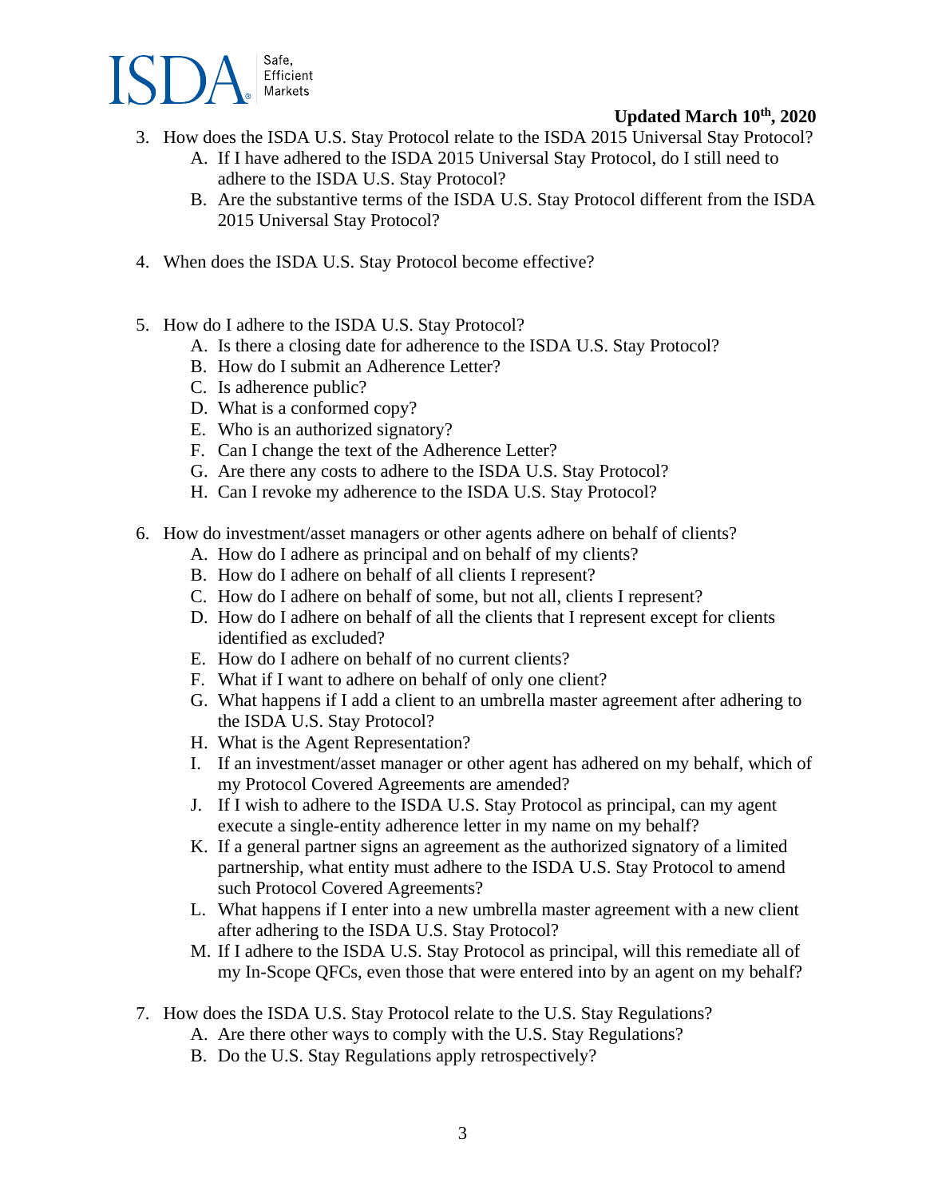3. How does the ISDA U.S. Stay Protocol relate to the ISDA 2015 Universal Stay Protocol?
    A. If I have adhered to the ISDA 2015 Universal Stay Protocol, do I still need to adhere to the ISDA U.S. Stay Protocol?
    B. Are the substantive terms of the ISDA U.S. Stay Protocol different from the ISDA 2015 Universal Stay Protocol?

4. When does the ISDA U.S. Stay Protocol become effective?

5. How do I adhere to the ISDA U.S. Stay Protocol?
    A. Is there a closing date for adherence to the ISDA U.S. Stay Protocol?
    B. How do I submit an Adherence Letter?
    C. Is adherence public?
    D. What is a conformed copy?
    E. Who is an authorized signatory?
    F. Can I change the text of the Adherence Letter?
    G. Are there any costs to adhere to the ISDA U.S. Stay Protocol?
    H. Can I revoke my adherence to the ISDA U.S. Stay Protocol?

6. How do investment/asset managers or other agents adhere on behalf of clients?
    A. How do I adhere as principal and on behalf of my clients?
    B. How do I adhere on behalf of all clients I represent?
    C. How do I adhere on behalf of some, but not all, clients I represent?
    D. How do I adhere on behalf of all the clients that I represent except for clients identified as excluded?
    E. How do I adhere on behalf of no current clients?
    F. What if I want to adhere on behalf of only one client?
    G. What happens if I add a client to an umbrella master agreement after adhering to the ISDA U.S. Stay Protocol?
    H. What is the Agent Representation?
    I. If an investment/asset manager or other agent has adhered on my behalf, which of my Protocol Covered Agreements are amended?
    J. If I wish to adhere to the ISDA U.S. Stay Protocol as principal, can my agent execute a single-entity adherence letter in my name on my behalf?
    K. If a general partner signs an agreement as the authorized signatory of a limited partnership, what entity must adhere to the ISDA U.S. Stay Protocol to amend such Protocol Covered Agreements?
    L. What happens if I enter into a new umbrella master agreement with a new client after adhering to the ISDA U.S. Stay Protocol?
    M. If I adhere to the ISDA U.S. Stay Protocol as principal, will this remediate all of my In-Scope QFCs, even those that were entered into by an agent on my behalf?

7. How does the ISDA U.S. Stay Protocol relate to the U.S. Stay Regulations?
    A. Are there other ways to comply with the U.S. Stay Regulations?
    B. Do the U.S. Stay Regulations apply retrospectively?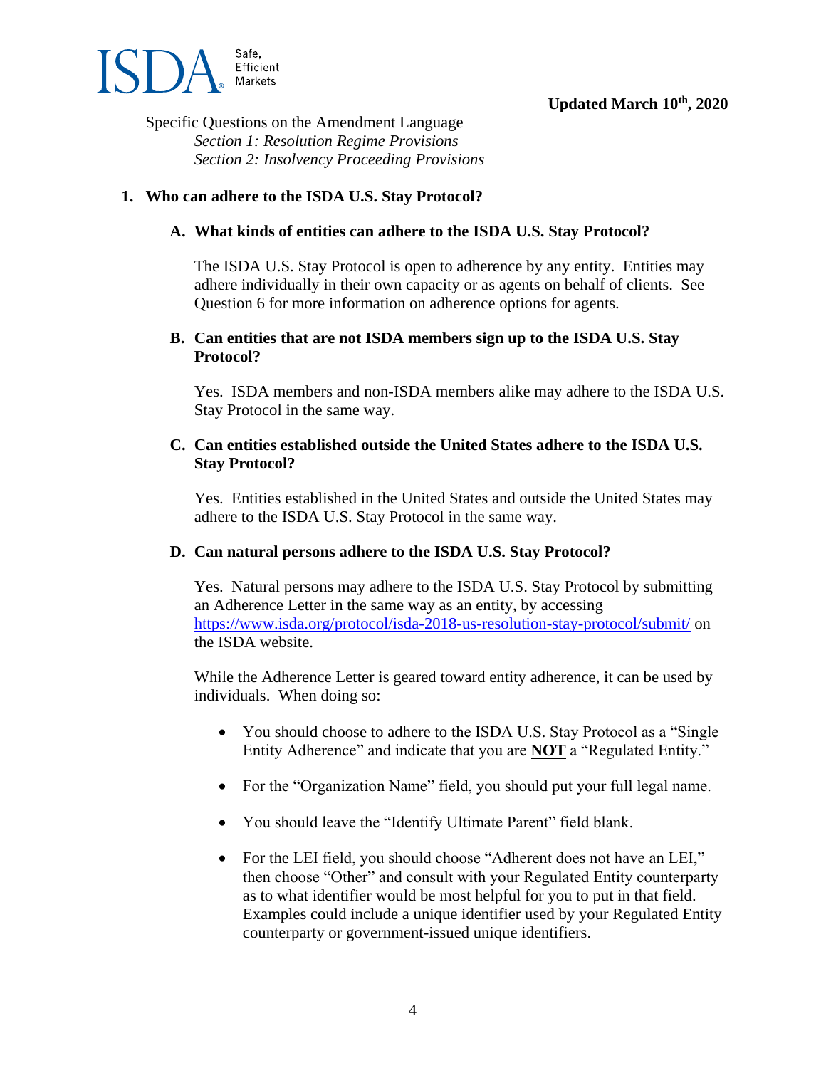Specific Questions on the Amendment Language
*Section 1: Resolution Regime Provisions*
*Section 2: Insolvency Proceeding Provisions*

## 1. Who can adhere to the ISDA U.S. Stay Protocol?

### A. What kinds of entities can adhere to the ISDA U.S. Stay Protocol?

The ISDA U.S. Stay Protocol is open to adherence by any entity. Entities may adhere individually in their own capacity or as agents on behalf of clients. See Question 6 for more information on adherence options for agents.

### B. Can entities that are not ISDA members sign up to the ISDA U.S. Stay Protocol?

Yes. ISDA members and non-ISDA members alike may adhere to the ISDA U.S. Stay Protocol in the same way.

### C. Can entities established outside the United States adhere to the ISDA U.S. Stay Protocol?

Yes. Entities established in the United States and outside the United States may adhere to the ISDA U.S. Stay Protocol in the same way.

### D. Can natural persons adhere to the ISDA U.S. Stay Protocol?

Yes. Natural persons may adhere to the ISDA U.S. Stay Protocol by submitting an Adherence Letter in the same way as an entity, by accessing [https://www.isda.org/protocol/isda-2018-us-resolution-stay-protocol/submit/](https://www.isda.org/protocol/isda-2018-us-resolution-stay-protocol/submit/) on the ISDA website.

While the Adherence Letter is geared toward entity adherence, it can be used by individuals. When doing so:

- You should choose to adhere to the ISDA U.S. Stay Protocol as a "Single Entity Adherence" and indicate that you are **NOT** a "Regulated Entity."
- For the "Organization Name" field, you should put your full legal name.
- You should leave the "Identify Ultimate Parent" field blank.
- For the LEI field, you should choose "Adherent does not have an LEI," then choose "Other" and consult with your Regulated Entity counterparty as to what identifier would be most helpful for you to put in that field. Examples could include a unique identifier used by your Regulated Entity counterparty or government-issued unique identifiers.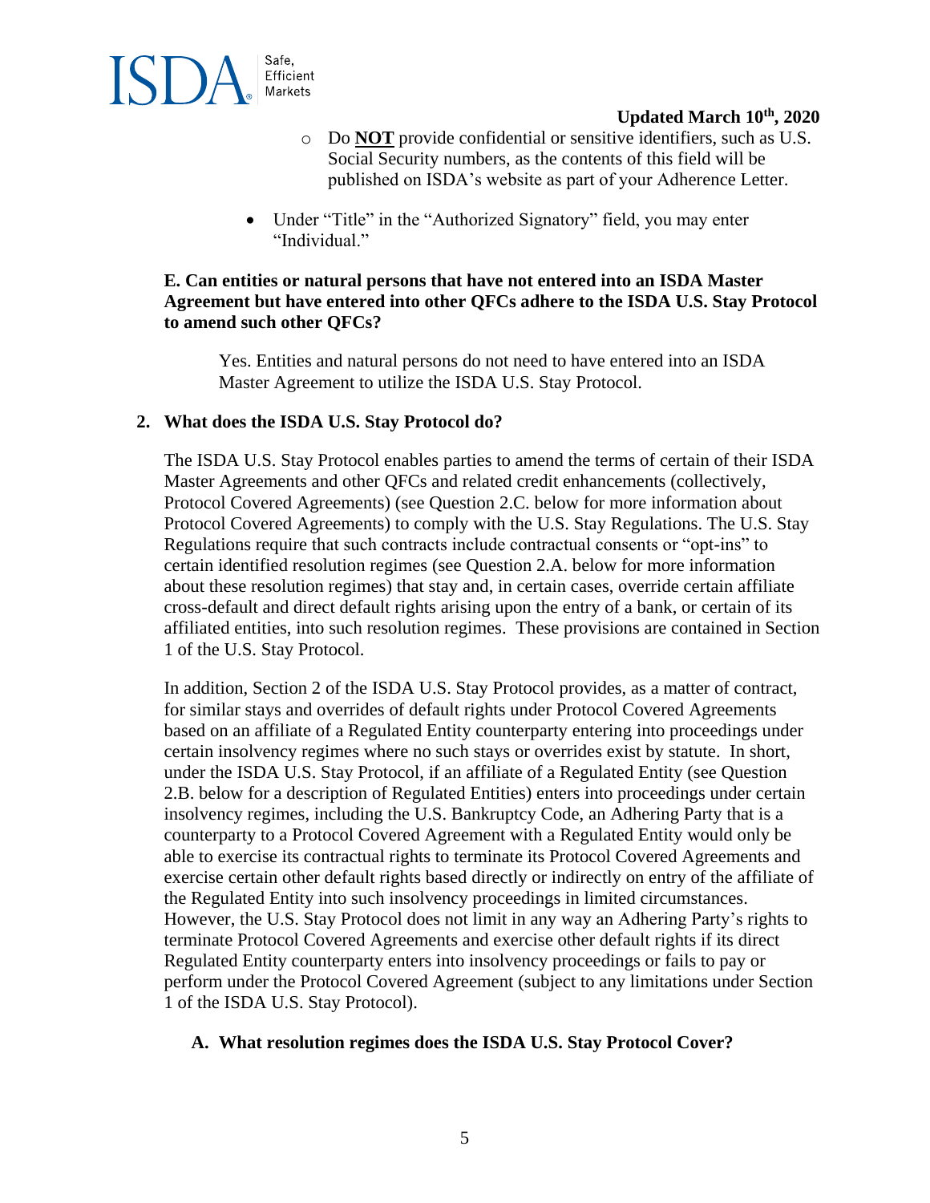- Do **NOT** provide confidential or sensitive identifiers, such as U.S. Social Security numbers, as the contents of this field will be published on ISDA's website as part of your Adherence Letter.

- Under "Title" in the "Authorized Signatory" field, you may enter "Individual."

**E. Can entities or natural persons that have not entered into an ISDA Master Agreement but have entered into other QFCs adhere to the ISDA U.S. Stay Protocol to amend such other QFCs?**

Yes. Entities and natural persons do not need to have entered into an ISDA Master Agreement to utilize the ISDA U.S. Stay Protocol.

## 2. What does the ISDA U.S. Stay Protocol do?

The ISDA U.S. Stay Protocol enables parties to amend the terms of certain of their ISDA Master Agreements and other QFCs and related credit enhancements (collectively, Protocol Covered Agreements) (see Question 2.C. below for more information about Protocol Covered Agreements) to comply with the U.S. Stay Regulations. The U.S. Stay Regulations require that such contracts include contractual consents or "opt-ins" to certain identified resolution regimes (see Question 2.A. below for more information about these resolution regimes) that stay and, in certain cases, override certain affiliate cross-default and direct default rights arising upon the entry of a bank, or certain of its affiliated entities, into such resolution regimes. These provisions are contained in Section 1 of the U.S. Stay Protocol.

In addition, Section 2 of the ISDA U.S. Stay Protocol provides, as a matter of contract, for similar stays and overrides of default rights under Protocol Covered Agreements based on an affiliate of a Regulated Entity counterparty entering into proceedings under certain insolvency regimes where no such stays or overrides exist by statute. In short, under the ISDA U.S. Stay Protocol, if an affiliate of a Regulated Entity (see Question 2.B. below for a description of Regulated Entities) enters into proceedings under certain insolvency regimes, including the U.S. Bankruptcy Code, an Adhering Party that is a counterparty to a Protocol Covered Agreement with a Regulated Entity would only be able to exercise its contractual rights to terminate its Protocol Covered Agreements and exercise certain other default rights based directly or indirectly on entry of the affiliate of the Regulated Entity into such insolvency proceedings in limited circumstances. However, the U.S. Stay Protocol does not limit in any way an Adhering Party's rights to terminate Protocol Covered Agreements and exercise other default rights if its direct Regulated Entity counterparty enters into insolvency proceedings or fails to pay or perform under the Protocol Covered Agreement (subject to any limitations under Section 1 of the ISDA U.S. Stay Protocol).

**A. What resolution regimes does the ISDA U.S. Stay Protocol Cover?**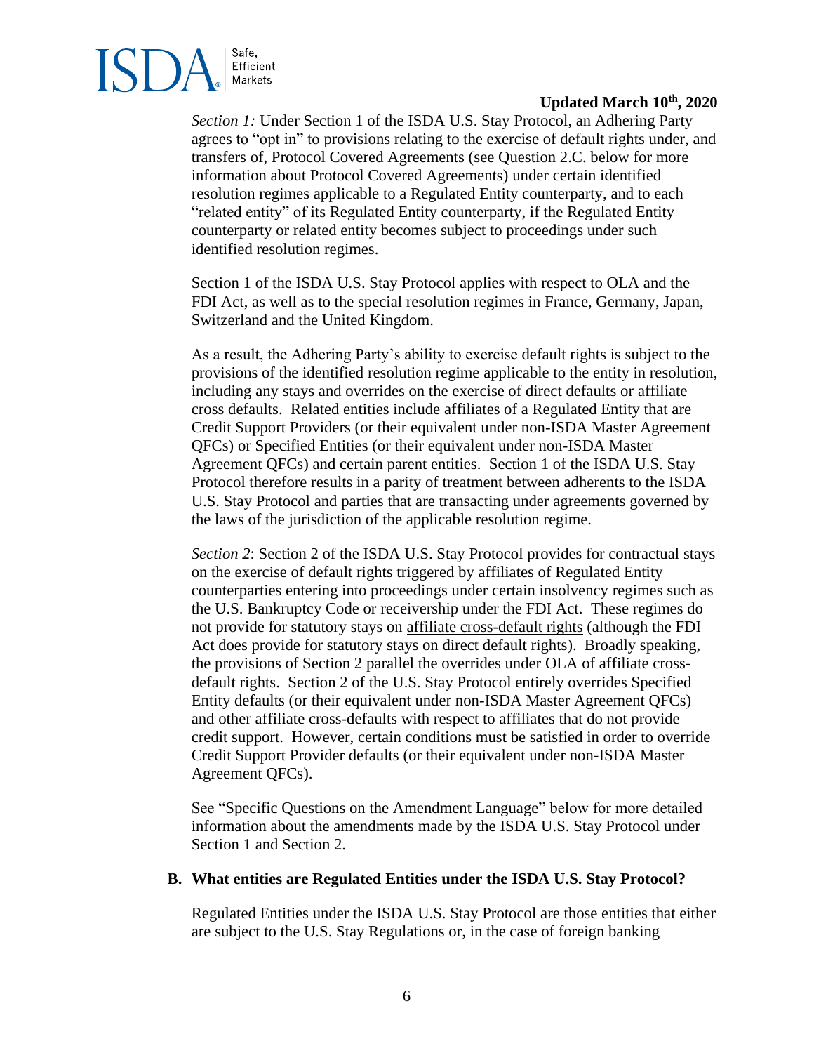*Section 1:* Under Section 1 of the ISDA U.S. Stay Protocol, an Adhering Party agrees to "opt in" to provisions relating to the exercise of default rights under, and transfers of, Protocol Covered Agreements (see Question 2.C. below for more information about Protocol Covered Agreements) under certain identified resolution regimes applicable to a Regulated Entity counterparty, and to each "related entity" of its Regulated Entity counterparty, if the Regulated Entity counterparty or related entity becomes subject to proceedings under such identified resolution regimes.

Section 1 of the ISDA U.S. Stay Protocol applies with respect to OLA and the FDI Act, as well as to the special resolution regimes in France, Germany, Japan, Switzerland and the United Kingdom.

As a result, the Adhering Party's ability to exercise default rights is subject to the provisions of the identified resolution regime applicable to the entity in resolution, including any stays and overrides on the exercise of direct defaults or affiliate cross defaults. Related entities include affiliates of a Regulated Entity that are Credit Support Providers (or their equivalent under non-ISDA Master Agreement QFCs) or Specified Entities (or their equivalent under non-ISDA Master Agreement QFCs) and certain parent entities. Section 1 of the ISDA U.S. Stay Protocol therefore results in a parity of treatment between adherents to the ISDA U.S. Stay Protocol and parties that are transacting under agreements governed by the laws of the jurisdiction of the applicable resolution regime.

*Section 2*: Section 2 of the ISDA U.S. Stay Protocol provides for contractual stays on the exercise of default rights triggered by affiliates of Regulated Entity counterparties entering into proceedings under certain insolvency regimes such as the U.S. Bankruptcy Code or receivership under the FDI Act. These regimes do not provide for statutory stays on affiliate cross-default rights (although the FDI Act does provide for statutory stays on direct default rights). Broadly speaking, the provisions of Section 2 parallel the overrides under OLA of affiliate cross-default rights. Section 2 of the U.S. Stay Protocol entirely overrides Specified Entity defaults (or their equivalent under non-ISDA Master Agreement QFCs) and other affiliate cross-defaults with respect to affiliates that do not provide credit support. However, certain conditions must be satisfied in order to override Credit Support Provider defaults (or their equivalent under non-ISDA Master Agreement QFCs).

See "Specific Questions on the Amendment Language" below for more detailed information about the amendments made by the ISDA U.S. Stay Protocol under Section 1 and Section 2.

**B. What entities are Regulated Entities under the ISDA U.S. Stay Protocol?**

Regulated Entities under the ISDA U.S. Stay Protocol are those entities that either are subject to the U.S. Stay Regulations or, in the case of foreign banking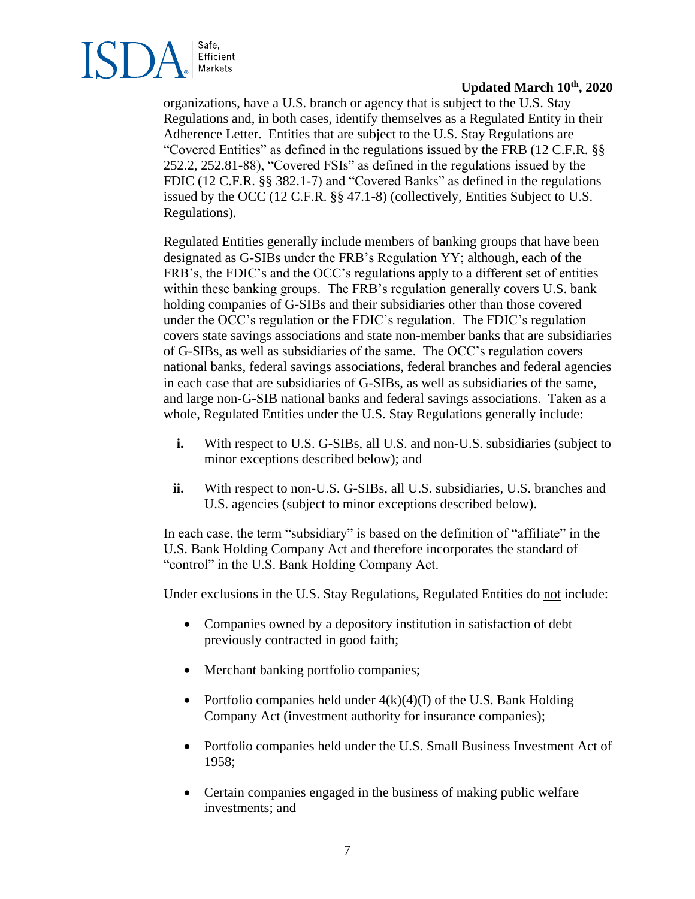organizations, have a U.S. branch or agency that is subject to the U.S. Stay Regulations and, in both cases, identify themselves as a Regulated Entity in their Adherence Letter. Entities that are subject to the U.S. Stay Regulations are "Covered Entities" as defined in the regulations issued by the FRB (12 C.F.R. §§ 252.2, 252.81-88), "Covered FSIs" as defined in the regulations issued by the FDIC (12 C.F.R. §§ 382.1-7) and "Covered Banks" as defined in the regulations issued by the OCC (12 C.F.R. §§ 47.1-8) (collectively, Entities Subject to U.S. Regulations).

Regulated Entities generally include members of banking groups that have been designated as G-SIBs under the FRB's Regulation YY; although, each of the FRB's, the FDIC's and the OCC's regulations apply to a different set of entities within these banking groups. The FRB's regulation generally covers U.S. bank holding companies of G-SIBs and their subsidiaries other than those covered under the OCC's regulation or the FDIC's regulation. The FDIC's regulation covers state savings associations and state non-member banks that are subsidiaries of G-SIBs, as well as subsidiaries of the same. The OCC's regulation covers national banks, federal savings associations, federal branches and federal agencies in each case that are subsidiaries of G-SIBs, as well as subsidiaries of the same, and large non-G-SIB national banks and federal savings associations. Taken as a whole, Regulated Entities under the U.S. Stay Regulations generally include:

- **i.** With respect to U.S. G-SIBs, all U.S. and non-U.S. subsidiaries (subject to minor exceptions described below); and
- **ii.** With respect to non-U.S. G-SIBs, all U.S. subsidiaries, U.S. branches and U.S. agencies (subject to minor exceptions described below).

In each case, the term "subsidiary" is based on the definition of "affiliate" in the U.S. Bank Holding Company Act and therefore incorporates the standard of "control" in the U.S. Bank Holding Company Act.

Under exclusions in the U.S. Stay Regulations, Regulated Entities do <u>not</u> include:

- Companies owned by a depository institution in satisfaction of debt previously contracted in good faith;
- Merchant banking portfolio companies;
- Portfolio companies held under 4(k)(4)(I) of the U.S. Bank Holding Company Act (investment authority for insurance companies);
- Portfolio companies held under the U.S. Small Business Investment Act of 1958;
- Certain companies engaged in the business of making public welfare investments; and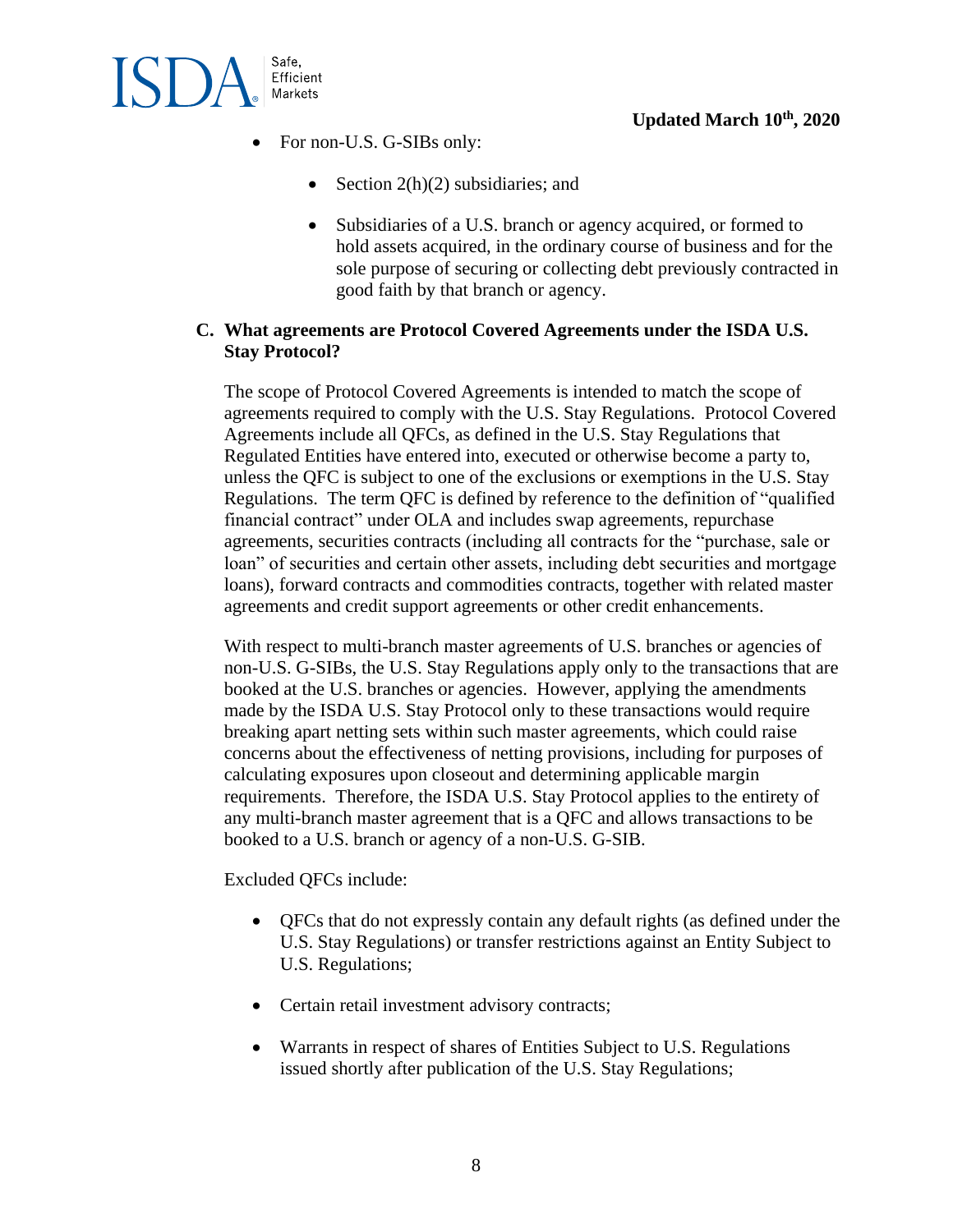- For non-U.S. G-SIBs only:

    - Section 2(h)(2) subsidiaries; and

    - Subsidiaries of a U.S. branch or agency acquired, or formed to hold assets acquired, in the ordinary course of business and for the sole purpose of securing or collecting debt previously contracted in good faith by that branch or agency.

### C. What agreements are Protocol Covered Agreements under the ISDA U.S. Stay Protocol?

The scope of Protocol Covered Agreements is intended to match the scope of agreements required to comply with the U.S. Stay Regulations. Protocol Covered Agreements include all QFCs, as defined in the U.S. Stay Regulations that Regulated Entities have entered into, executed or otherwise become a party to, unless the QFC is subject to one of the exclusions or exemptions in the U.S. Stay Regulations. The term QFC is defined by reference to the definition of "qualified financial contract" under OLA and includes swap agreements, repurchase agreements, securities contracts (including all contracts for the "purchase, sale or loan" of securities and certain other assets, including debt securities and mortgage loans), forward contracts and commodities contracts, together with related master agreements and credit support agreements or other credit enhancements.

With respect to multi-branch master agreements of U.S. branches or agencies of non-U.S. G-SIBs, the U.S. Stay Regulations apply only to the transactions that are booked at the U.S. branches or agencies. However, applying the amendments made by the ISDA U.S. Stay Protocol only to these transactions would require breaking apart netting sets within such master agreements, which could raise concerns about the effectiveness of netting provisions, including for purposes of calculating exposures upon closeout and determining applicable margin requirements. Therefore, the ISDA U.S. Stay Protocol applies to the entirety of any multi-branch master agreement that is a QFC and allows transactions to be booked to a U.S. branch or agency of a non-U.S. G-SIB.

Excluded QFCs include:

- QFCs that do not expressly contain any default rights (as defined under the U.S. Stay Regulations) or transfer restrictions against an Entity Subject to U.S. Regulations;

- Certain retail investment advisory contracts;

- Warrants in respect of shares of Entities Subject to U.S. Regulations issued shortly after publication of the U.S. Stay Regulations;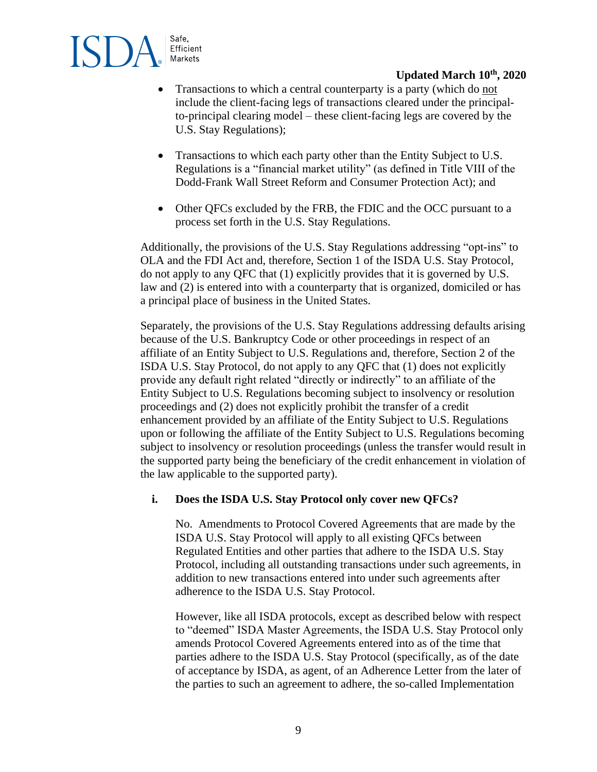- Transactions to which a central counterparty is a party (which do not include the client-facing legs of transactions cleared under the principal-to-principal clearing model – these client-facing legs are covered by the U.S. Stay Regulations);
- Transactions to which each party other than the Entity Subject to U.S. Regulations is a "financial market utility" (as defined in Title VIII of the Dodd-Frank Wall Street Reform and Consumer Protection Act); and
- Other QFCs excluded by the FRB, the FDIC and the OCC pursuant to a process set forth in the U.S. Stay Regulations.

Additionally, the provisions of the U.S. Stay Regulations addressing "opt-ins" to OLA and the FDI Act and, therefore, Section 1 of the ISDA U.S. Stay Protocol, do not apply to any QFC that (1) explicitly provides that it is governed by U.S. law and (2) is entered into with a counterparty that is organized, domiciled or has a principal place of business in the United States.

Separately, the provisions of the U.S. Stay Regulations addressing defaults arising because of the U.S. Bankruptcy Code or other proceedings in respect of an affiliate of an Entity Subject to U.S. Regulations and, therefore, Section 2 of the ISDA U.S. Stay Protocol, do not apply to any QFC that (1) does not explicitly provide any default right related "directly or indirectly" to an affiliate of the Entity Subject to U.S. Regulations becoming subject to insolvency or resolution proceedings and (2) does not explicitly prohibit the transfer of a credit enhancement provided by an affiliate of the Entity Subject to U.S. Regulations upon or following the affiliate of the Entity Subject to U.S. Regulations becoming subject to insolvency or resolution proceedings (unless the transfer would result in the supported party being the beneficiary of the credit enhancement in violation of the law applicable to the supported party).

**i. Does the ISDA U.S. Stay Protocol only cover new QFCs?**

No. Amendments to Protocol Covered Agreements that are made by the ISDA U.S. Stay Protocol will apply to all existing QFCs between Regulated Entities and other parties that adhere to the ISDA U.S. Stay Protocol, including all outstanding transactions under such agreements, in addition to new transactions entered into under such agreements after adherence to the ISDA U.S. Stay Protocol.

However, like all ISDA protocols, except as described below with respect to "deemed" ISDA Master Agreements, the ISDA U.S. Stay Protocol only amends Protocol Covered Agreements entered into as of the time that parties adhere to the ISDA U.S. Stay Protocol (specifically, as of the date of acceptance by ISDA, as agent, of an Adherence Letter from the later of the parties to such an agreement to adhere, the so-called Implementation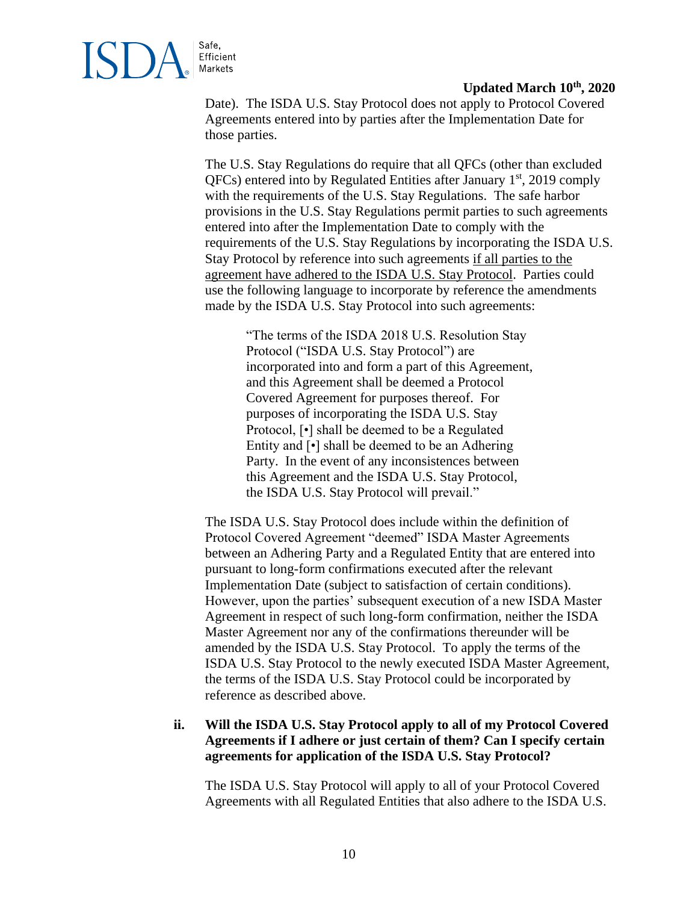Date). The ISDA U.S. Stay Protocol does not apply to Protocol Covered Agreements entered into by parties after the Implementation Date for those parties.

The U.S. Stay Regulations do require that all QFCs (other than excluded QFCs) entered into by Regulated Entities after January 1st, 2019 comply with the requirements of the U.S. Stay Regulations. The safe harbor provisions in the U.S. Stay Regulations permit parties to such agreements entered into after the Implementation Date to comply with the requirements of the U.S. Stay Regulations by incorporating the ISDA U.S. Stay Protocol by reference into such agreements <u>if all parties to the agreement have adhered to the ISDA U.S. Stay Protocol</u>. Parties could use the following language to incorporate by reference the amendments made by the ISDA U.S. Stay Protocol into such agreements:

> "The terms of the ISDA 2018 U.S. Resolution Stay Protocol ("ISDA U.S. Stay Protocol") are incorporated into and form a part of this Agreement, and this Agreement shall be deemed a Protocol Covered Agreement for purposes thereof. For purposes of incorporating the ISDA U.S. Stay Protocol, [•] shall be deemed to be a Regulated Entity and [•] shall be deemed to be an Adhering Party. In the event of any inconsistences between this Agreement and the ISDA U.S. Stay Protocol, the ISDA U.S. Stay Protocol will prevail."

The ISDA U.S. Stay Protocol does include within the definition of Protocol Covered Agreement "deemed" ISDA Master Agreements between an Adhering Party and a Regulated Entity that are entered into pursuant to long-form confirmations executed after the relevant Implementation Date (subject to satisfaction of certain conditions). However, upon the parties' subsequent execution of a new ISDA Master Agreement in respect of such long-form confirmation, neither the ISDA Master Agreement nor any of the confirmations thereunder will be amended by the ISDA U.S. Stay Protocol. To apply the terms of the ISDA U.S. Stay Protocol to the newly executed ISDA Master Agreement, the terms of the ISDA U.S. Stay Protocol could be incorporated by reference as described above.

**ii. Will the ISDA U.S. Stay Protocol apply to all of my Protocol Covered Agreements if I adhere or just certain of them? Can I specify certain agreements for application of the ISDA U.S. Stay Protocol?**

The ISDA U.S. Stay Protocol will apply to all of your Protocol Covered Agreements with all Regulated Entities that also adhere to the ISDA U.S.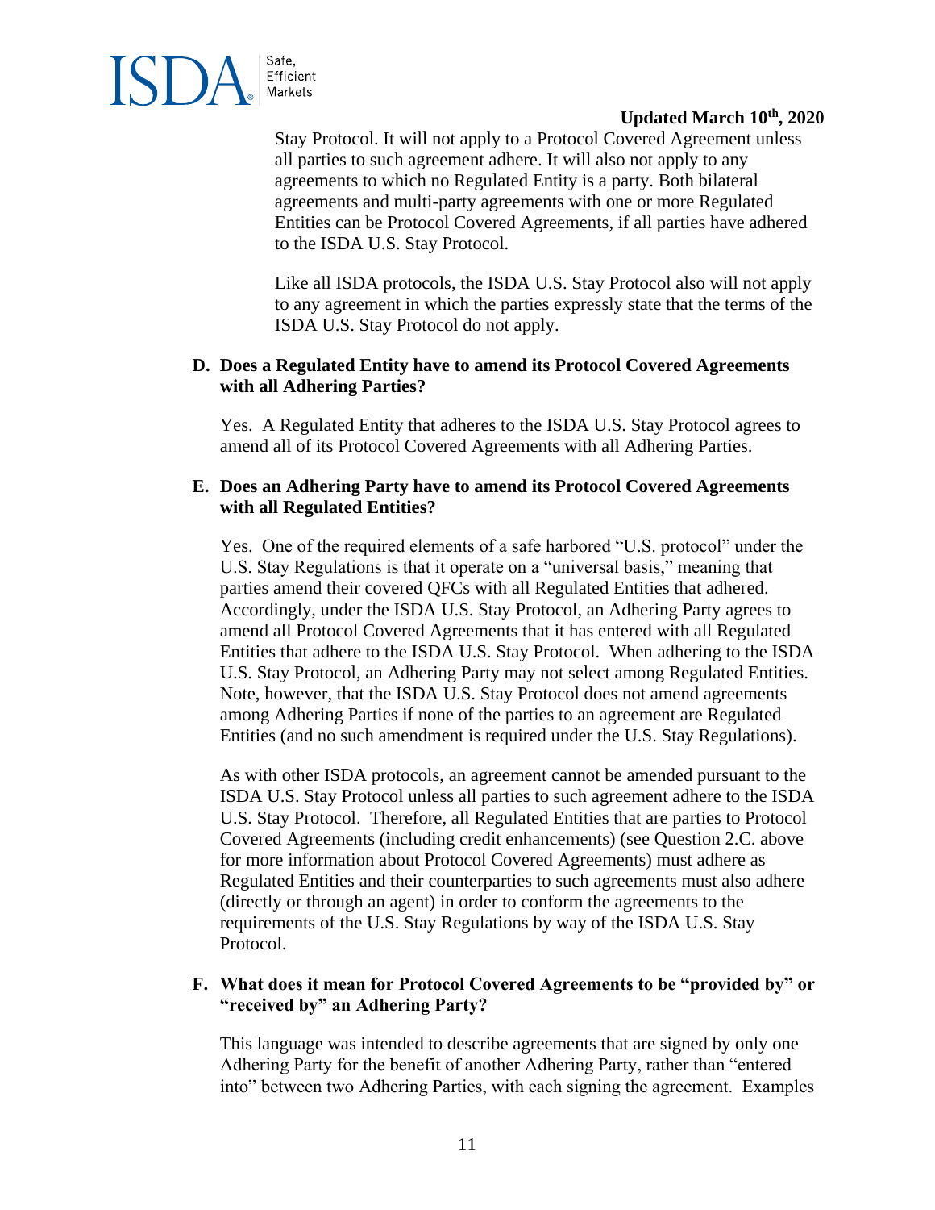Stay Protocol. It will not apply to a Protocol Covered Agreement unless all parties to such agreement adhere. It will also not apply to any agreements to which no Regulated Entity is a party. Both bilateral agreements and multi-party agreements with one or more Regulated Entities can be Protocol Covered Agreements, if all parties have adhered to the ISDA U.S. Stay Protocol.

Like all ISDA protocols, the ISDA U.S. Stay Protocol also will not apply to any agreement in which the parties expressly state that the terms of the ISDA U.S. Stay Protocol do not apply.

**D. Does a Regulated Entity have to amend its Protocol Covered Agreements with all Adhering Parties?**

Yes. A Regulated Entity that adheres to the ISDA U.S. Stay Protocol agrees to amend all of its Protocol Covered Agreements with all Adhering Parties.

**E. Does an Adhering Party have to amend its Protocol Covered Agreements with all Regulated Entities?**

Yes. One of the required elements of a safe harbored "U.S. protocol" under the U.S. Stay Regulations is that it operate on a "universal basis," meaning that parties amend their covered QFCs with all Regulated Entities that adhered. Accordingly, under the ISDA U.S. Stay Protocol, an Adhering Party agrees to amend all Protocol Covered Agreements that it has entered with all Regulated Entities that adhere to the ISDA U.S. Stay Protocol. When adhering to the ISDA U.S. Stay Protocol, an Adhering Party may not select among Regulated Entities. Note, however, that the ISDA U.S. Stay Protocol does not amend agreements among Adhering Parties if none of the parties to an agreement are Regulated Entities (and no such amendment is required under the U.S. Stay Regulations).

As with other ISDA protocols, an agreement cannot be amended pursuant to the ISDA U.S. Stay Protocol unless all parties to such agreement adhere to the ISDA U.S. Stay Protocol. Therefore, all Regulated Entities that are parties to Protocol Covered Agreements (including credit enhancements) (see Question 2.C. above for more information about Protocol Covered Agreements) must adhere as Regulated Entities and their counterparties to such agreements must also adhere (directly or through an agent) in order to conform the agreements to the requirements of the U.S. Stay Regulations by way of the ISDA U.S. Stay Protocol.

**F. What does it mean for Protocol Covered Agreements to be "provided by" or "received by" an Adhering Party?**

This language was intended to describe agreements that are signed by only one Adhering Party for the benefit of another Adhering Party, rather than "entered into" between two Adhering Parties, with each signing the agreement. Examples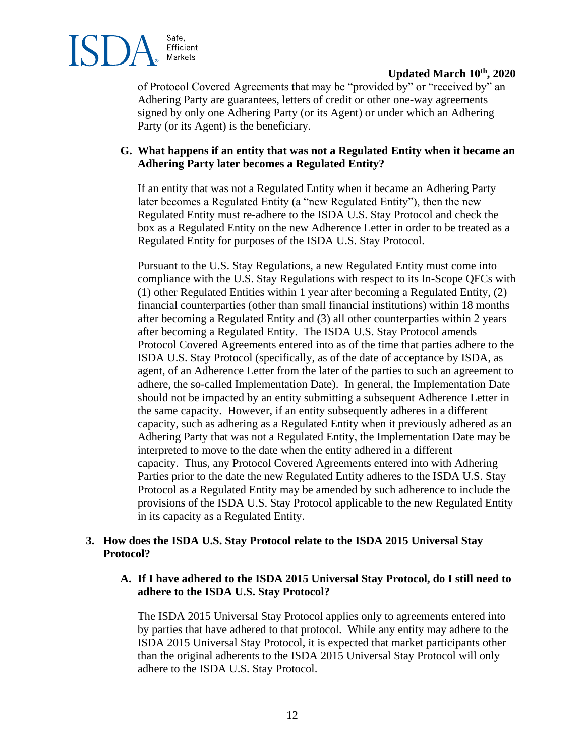of Protocol Covered Agreements that may be "provided by" or "received by" an Adhering Party are guarantees, letters of credit or other one-way agreements signed by only one Adhering Party (or its Agent) or under which an Adhering Party (or its Agent) is the beneficiary.

**G. What happens if an entity that was not a Regulated Entity when it became an Adhering Party later becomes a Regulated Entity?**

If an entity that was not a Regulated Entity when it became an Adhering Party later becomes a Regulated Entity (a "new Regulated Entity"), then the new Regulated Entity must re-adhere to the ISDA U.S. Stay Protocol and check the box as a Regulated Entity on the new Adherence Letter in order to be treated as a Regulated Entity for purposes of the ISDA U.S. Stay Protocol.

Pursuant to the U.S. Stay Regulations, a new Regulated Entity must come into compliance with the U.S. Stay Regulations with respect to its In-Scope QFCs with (1) other Regulated Entities within 1 year after becoming a Regulated Entity, (2) financial counterparties (other than small financial institutions) within 18 months after becoming a Regulated Entity and (3) all other counterparties within 2 years after becoming a Regulated Entity. The ISDA U.S. Stay Protocol amends Protocol Covered Agreements entered into as of the time that parties adhere to the ISDA U.S. Stay Protocol (specifically, as of the date of acceptance by ISDA, as agent, of an Adherence Letter from the later of the parties to such an agreement to adhere, the so-called Implementation Date). In general, the Implementation Date should not be impacted by an entity submitting a subsequent Adherence Letter in the same capacity. However, if an entity subsequently adheres in a different capacity, such as adhering as a Regulated Entity when it previously adhered as an Adhering Party that was not a Regulated Entity, the Implementation Date may be interpreted to move to the date when the entity adhered in a different capacity. Thus, any Protocol Covered Agreements entered into with Adhering Parties prior to the date the new Regulated Entity adheres to the ISDA U.S. Stay Protocol as a Regulated Entity may be amended by such adherence to include the provisions of the ISDA U.S. Stay Protocol applicable to the new Regulated Entity in its capacity as a Regulated Entity.

## 3. How does the ISDA U.S. Stay Protocol relate to the ISDA 2015 Universal Stay Protocol?

**A. If I have adhered to the ISDA 2015 Universal Stay Protocol, do I still need to adhere to the ISDA U.S. Stay Protocol?**

The ISDA 2015 Universal Stay Protocol applies only to agreements entered into by parties that have adhered to that protocol. While any entity may adhere to the ISDA 2015 Universal Stay Protocol, it is expected that market participants other than the original adherents to the ISDA 2015 Universal Stay Protocol will only adhere to the ISDA U.S. Stay Protocol.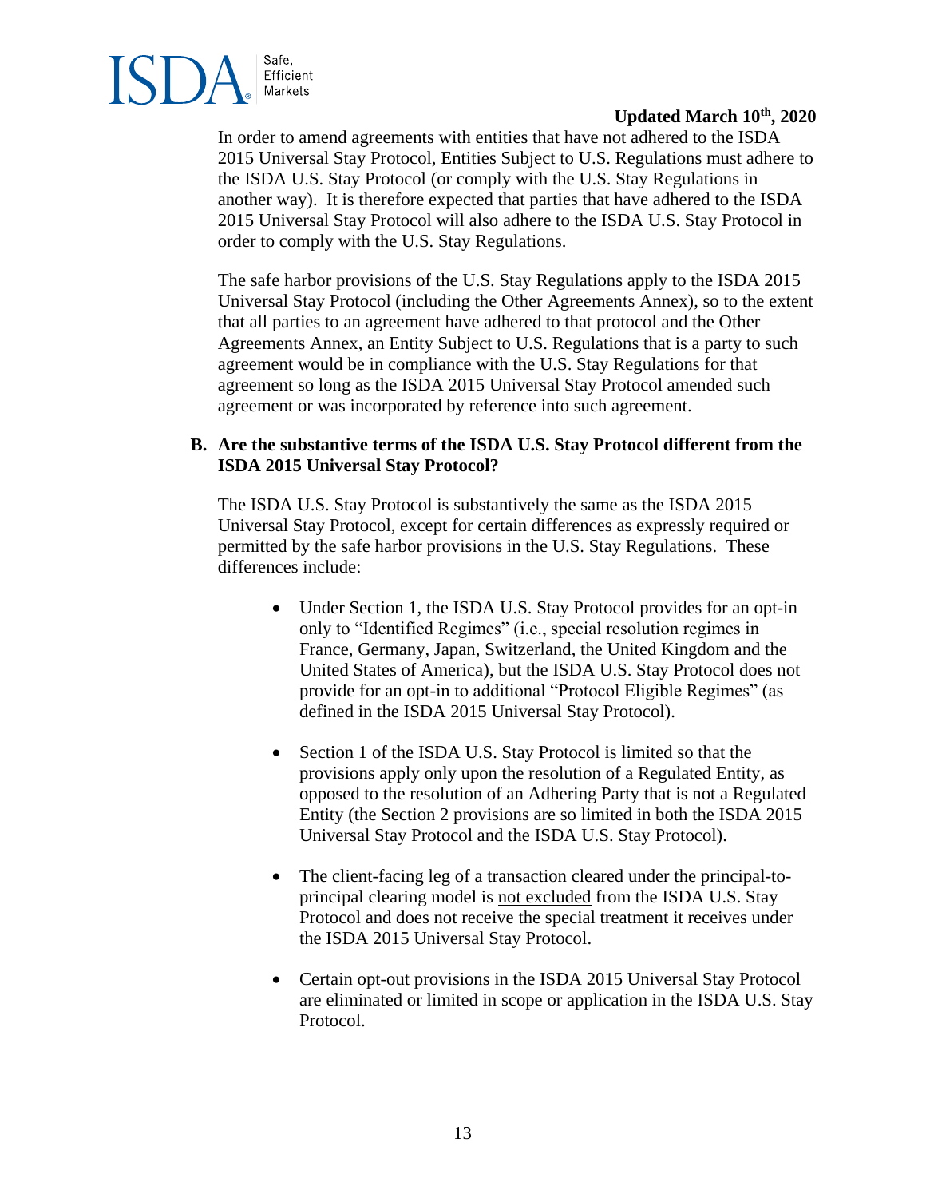In order to amend agreements with entities that have not adhered to the ISDA 2015 Universal Stay Protocol, Entities Subject to U.S. Regulations must adhere to the ISDA U.S. Stay Protocol (or comply with the U.S. Stay Regulations in another way). It is therefore expected that parties that have adhered to the ISDA 2015 Universal Stay Protocol will also adhere to the ISDA U.S. Stay Protocol in order to comply with the U.S. Stay Regulations.

The safe harbor provisions of the U.S. Stay Regulations apply to the ISDA 2015 Universal Stay Protocol (including the Other Agreements Annex), so to the extent that all parties to an agreement have adhered to that protocol and the Other Agreements Annex, an Entity Subject to U.S. Regulations that is a party to such agreement would be in compliance with the U.S. Stay Regulations for that agreement so long as the ISDA 2015 Universal Stay Protocol amended such agreement or was incorporated by reference into such agreement.

**B. Are the substantive terms of the ISDA U.S. Stay Protocol different from the ISDA 2015 Universal Stay Protocol?**

The ISDA U.S. Stay Protocol is substantively the same as the ISDA 2015 Universal Stay Protocol, except for certain differences as expressly required or permitted by the safe harbor provisions in the U.S. Stay Regulations. These differences include:

- Under Section 1, the ISDA U.S. Stay Protocol provides for an opt-in only to "Identified Regimes" (i.e., special resolution regimes in France, Germany, Japan, Switzerland, the United Kingdom and the United States of America), but the ISDA U.S. Stay Protocol does not provide for an opt-in to additional "Protocol Eligible Regimes" (as defined in the ISDA 2015 Universal Stay Protocol).

- Section 1 of the ISDA U.S. Stay Protocol is limited so that the provisions apply only upon the resolution of a Regulated Entity, as opposed to the resolution of an Adhering Party that is not a Regulated Entity (the Section 2 provisions are so limited in both the ISDA 2015 Universal Stay Protocol and the ISDA U.S. Stay Protocol).

- The client-facing leg of a transaction cleared under the principal-to-principal clearing model is <u>not excluded</u> from the ISDA U.S. Stay Protocol and does not receive the special treatment it receives under the ISDA 2015 Universal Stay Protocol.

- Certain opt-out provisions in the ISDA 2015 Universal Stay Protocol are eliminated or limited in scope or application in the ISDA U.S. Stay Protocol.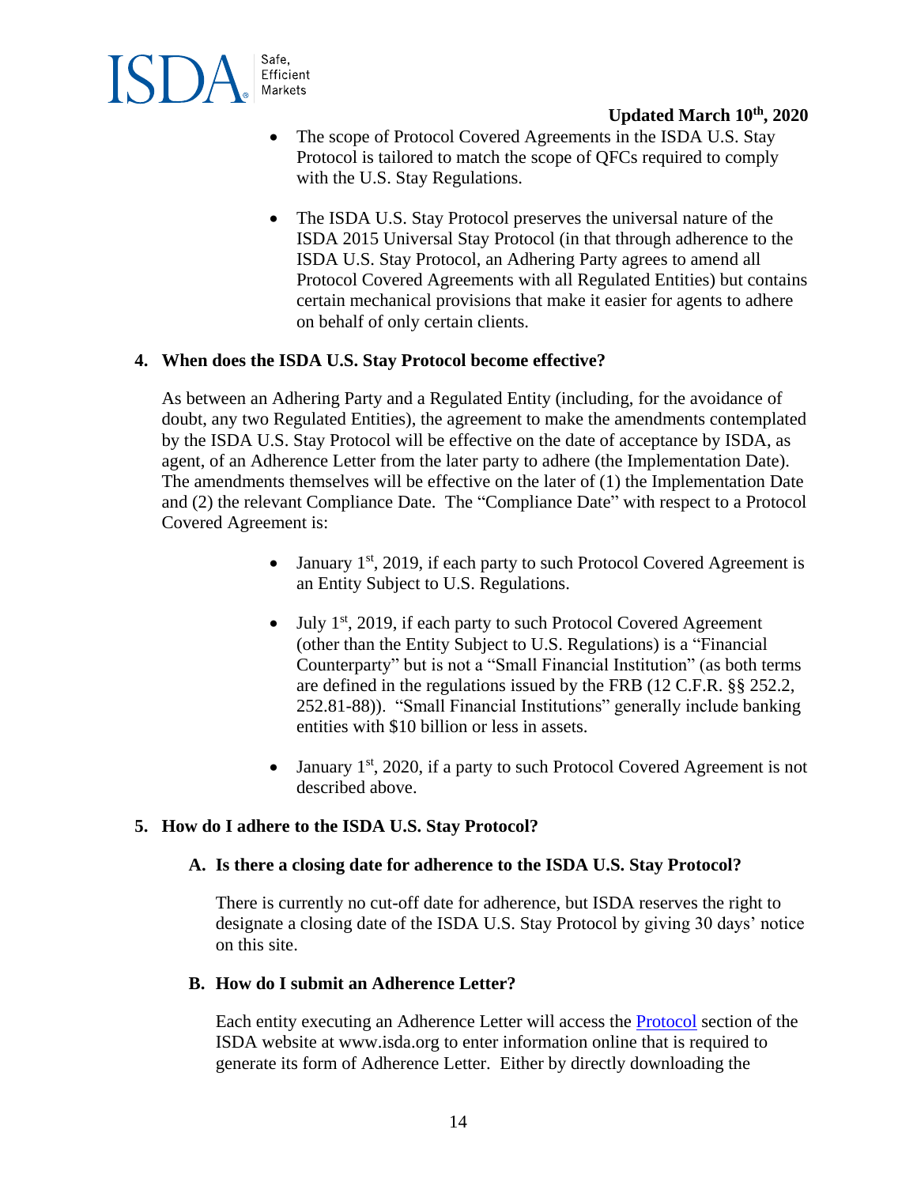- The scope of Protocol Covered Agreements in the ISDA U.S. Stay Protocol is tailored to match the scope of QFCs required to comply with the U.S. Stay Regulations.

- The ISDA U.S. Stay Protocol preserves the universal nature of the ISDA 2015 Universal Stay Protocol (in that through adherence to the ISDA U.S. Stay Protocol, an Adhering Party agrees to amend all Protocol Covered Agreements with all Regulated Entities) but contains certain mechanical provisions that make it easier for agents to adhere on behalf of only certain clients.

**4. When does the ISDA U.S. Stay Protocol become effective?**

As between an Adhering Party and a Regulated Entity (including, for the avoidance of doubt, any two Regulated Entities), the agreement to make the amendments contemplated by the ISDA U.S. Stay Protocol will be effective on the date of acceptance by ISDA, as agent, of an Adherence Letter from the later party to adhere (the Implementation Date). The amendments themselves will be effective on the later of (1) the Implementation Date and (2) the relevant Compliance Date. The "Compliance Date" with respect to a Protocol Covered Agreement is:

- January 1st, 2019, if each party to such Protocol Covered Agreement is an Entity Subject to U.S. Regulations.

- July 1st, 2019, if each party to such Protocol Covered Agreement (other than the Entity Subject to U.S. Regulations) is a "Financial Counterparty" but is not a "Small Financial Institution" (as both terms are defined in the regulations issued by the FRB (12 C.F.R. §§ 252.2, 252.81-88)). "Small Financial Institutions" generally include banking entities with $10 billion or less in assets.

- January 1st, 2020, if a party to such Protocol Covered Agreement is not described above.

**5. How do I adhere to the ISDA U.S. Stay Protocol?**

**A. Is there a closing date for adherence to the ISDA U.S. Stay Protocol?**

There is currently no cut-off date for adherence, but ISDA reserves the right to designate a closing date of the ISDA U.S. Stay Protocol by giving 30 days' notice on this site.

**B. How do I submit an Adherence Letter?**

Each entity executing an Adherence Letter will access the Protocol section of the ISDA website at www.isda.org to enter information online that is required to generate its form of Adherence Letter. Either by directly downloading the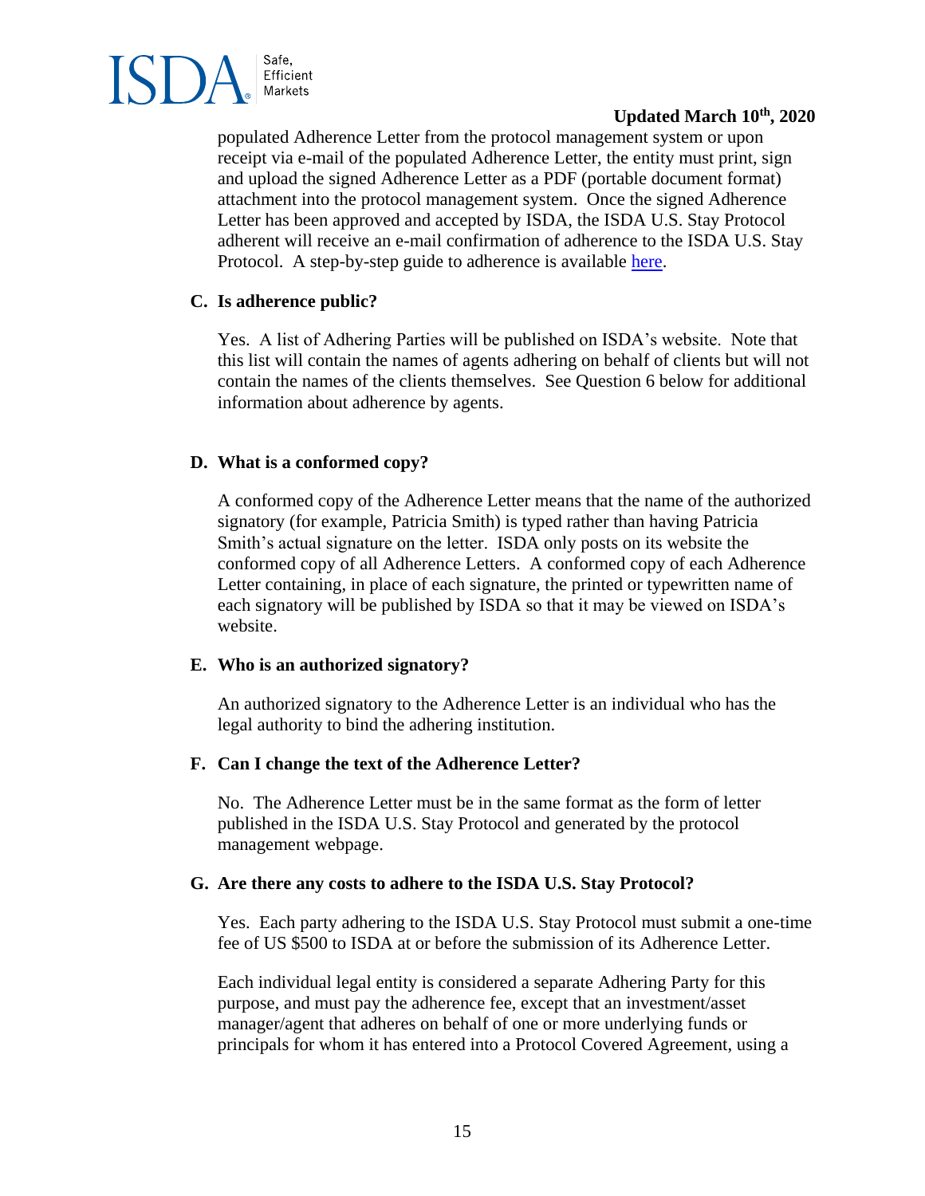populated Adherence Letter from the protocol management system or upon receipt via e-mail of the populated Adherence Letter, the entity must print, sign and upload the signed Adherence Letter as a PDF (portable document format) attachment into the protocol management system. Once the signed Adherence Letter has been approved and accepted by ISDA, the ISDA U.S. Stay Protocol adherent will receive an e-mail confirmation of adherence to the ISDA U.S. Stay Protocol. A step-by-step guide to adherence is available here.

**C. Is adherence public?**

Yes. A list of Adhering Parties will be published on ISDA's website. Note that this list will contain the names of agents adhering on behalf of clients but will not contain the names of the clients themselves. See Question 6 below for additional information about adherence by agents.

**D. What is a conformed copy?**

A conformed copy of the Adherence Letter means that the name of the authorized signatory (for example, Patricia Smith) is typed rather than having Patricia Smith's actual signature on the letter. ISDA only posts on its website the conformed copy of all Adherence Letters. A conformed copy of each Adherence Letter containing, in place of each signature, the printed or typewritten name of each signatory will be published by ISDA so that it may be viewed on ISDA's website.

**E. Who is an authorized signatory?**

An authorized signatory to the Adherence Letter is an individual who has the legal authority to bind the adhering institution.

**F. Can I change the text of the Adherence Letter?**

No. The Adherence Letter must be in the same format as the form of letter published in the ISDA U.S. Stay Protocol and generated by the protocol management webpage.

**G. Are there any costs to adhere to the ISDA U.S. Stay Protocol?**

Yes. Each party adhering to the ISDA U.S. Stay Protocol must submit a one-time fee of US $500 to ISDA at or before the submission of its Adherence Letter.

Each individual legal entity is considered a separate Adhering Party for this purpose, and must pay the adherence fee, except that an investment/asset manager/agent that adheres on behalf of one or more underlying funds or principals for whom it has entered into a Protocol Covered Agreement, using a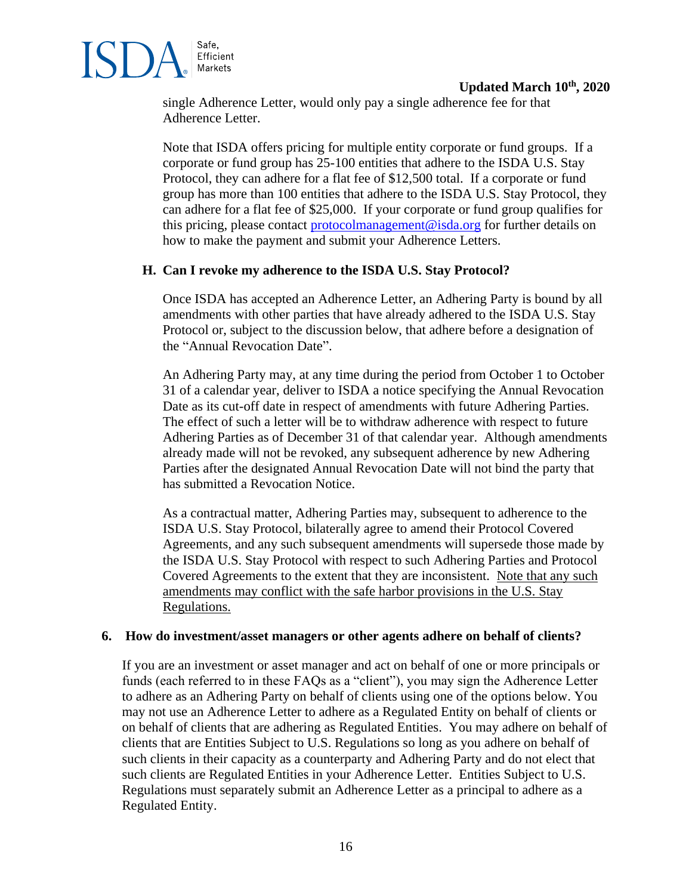single Adherence Letter, would only pay a single adherence fee for that Adherence Letter.

Note that ISDA offers pricing for multiple entity corporate or fund groups. If a corporate or fund group has 25-100 entities that adhere to the ISDA U.S. Stay Protocol, they can adhere for a flat fee of $12,500 total. If a corporate or fund group has more than 100 entities that adhere to the ISDA U.S. Stay Protocol, they can adhere for a flat fee of $25,000. If your corporate or fund group qualifies for this pricing, please contact protocolmanagement@isda.org for further details on how to make the payment and submit your Adherence Letters.

### H. Can I revoke my adherence to the ISDA U.S. Stay Protocol?

Once ISDA has accepted an Adherence Letter, an Adhering Party is bound by all amendments with other parties that have already adhered to the ISDA U.S. Stay Protocol or, subject to the discussion below, that adhere before a designation of the "Annual Revocation Date".

An Adhering Party may, at any time during the period from October 1 to October 31 of a calendar year, deliver to ISDA a notice specifying the Annual Revocation Date as its cut-off date in respect of amendments with future Adhering Parties. The effect of such a letter will be to withdraw adherence with respect to future Adhering Parties as of December 31 of that calendar year. Although amendments already made will not be revoked, any subsequent adherence by new Adhering Parties after the designated Annual Revocation Date will not bind the party that has submitted a Revocation Notice.

As a contractual matter, Adhering Parties may, subsequent to adherence to the ISDA U.S. Stay Protocol, bilaterally agree to amend their Protocol Covered Agreements, and any such subsequent amendments will supersede those made by the ISDA U.S. Stay Protocol with respect to such Adhering Parties and Protocol Covered Agreements to the extent that they are inconsistent. <u>Note that any such amendments may conflict with the safe harbor provisions in the U.S. Stay Regulations.</u>

## 6. How do investment/asset managers or other agents adhere on behalf of clients?

If you are an investment or asset manager and act on behalf of one or more principals or funds (each referred to in these FAQs as a "client"), you may sign the Adherence Letter to adhere as an Adhering Party on behalf of clients using one of the options below. You may not use an Adherence Letter to adhere as a Regulated Entity on behalf of clients or on behalf of clients that are adhering as Regulated Entities. You may adhere on behalf of clients that are Entities Subject to U.S. Regulations so long as you adhere on behalf of such clients in their capacity as a counterparty and Adhering Party and do not elect that such clients are Regulated Entities in your Adherence Letter. Entities Subject to U.S. Regulations must separately submit an Adherence Letter as a principal to adhere as a Regulated Entity.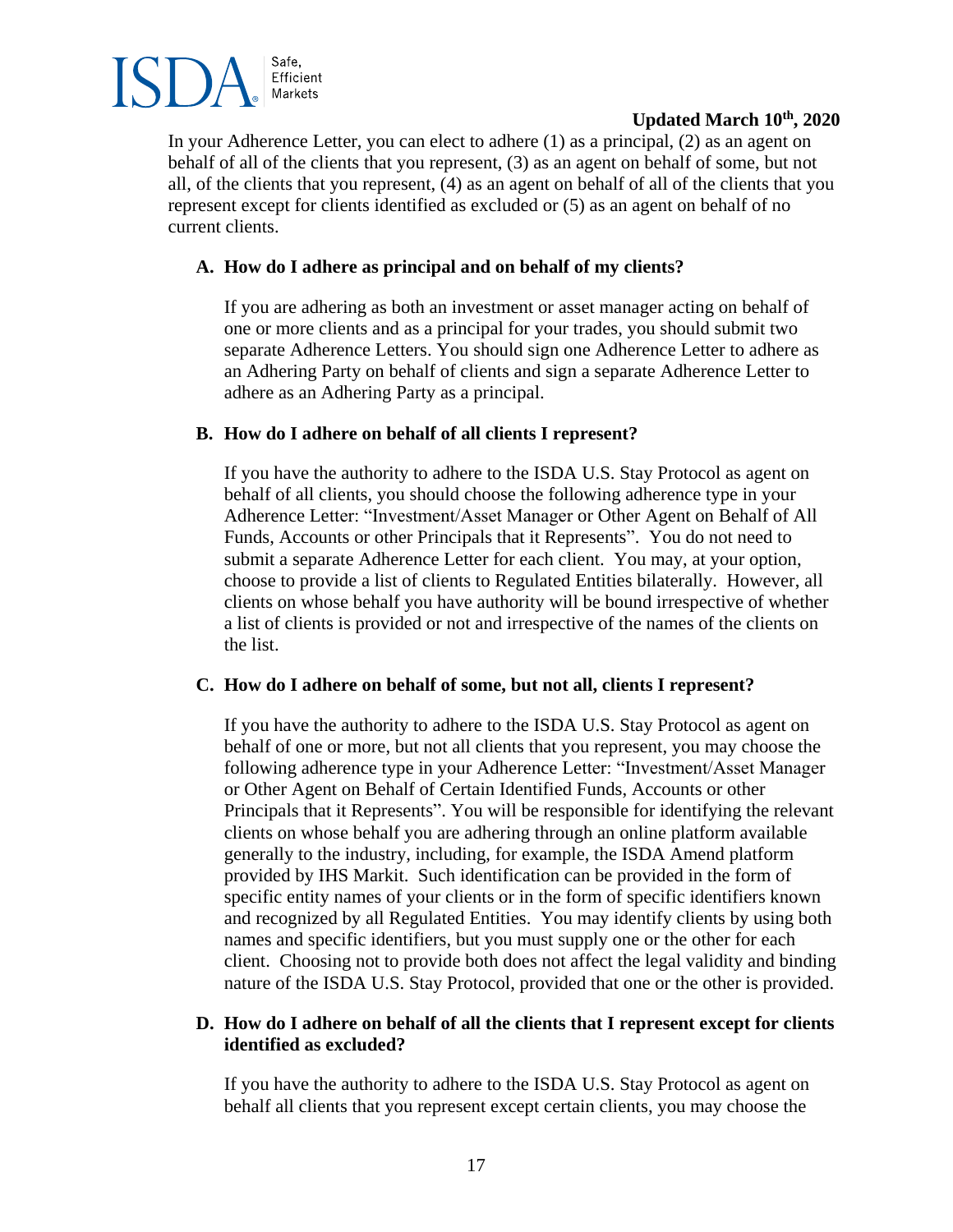In your Adherence Letter, you can elect to adhere (1) as a principal, (2) as an agent on behalf of all of the clients that you represent, (3) as an agent on behalf of some, but not all, of the clients that you represent, (4) as an agent on behalf of all of the clients that you represent except for clients identified as excluded or (5) as an agent on behalf of no current clients.

### A. How do I adhere as principal and on behalf of my clients?

If you are adhering as both an investment or asset manager acting on behalf of one or more clients and as a principal for your trades, you should submit two separate Adherence Letters. You should sign one Adherence Letter to adhere as an Adhering Party on behalf of clients and sign a separate Adherence Letter to adhere as an Adhering Party as a principal.

### B. How do I adhere on behalf of all clients I represent?

If you have the authority to adhere to the ISDA U.S. Stay Protocol as agent on behalf of all clients, you should choose the following adherence type in your Adherence Letter: "Investment/Asset Manager or Other Agent on Behalf of All Funds, Accounts or other Principals that it Represents". You do not need to submit a separate Adherence Letter for each client. You may, at your option, choose to provide a list of clients to Regulated Entities bilaterally. However, all clients on whose behalf you have authority will be bound irrespective of whether a list of clients is provided or not and irrespective of the names of the clients on the list.

### C. How do I adhere on behalf of some, but not all, clients I represent?

If you have the authority to adhere to the ISDA U.S. Stay Protocol as agent on behalf of one or more, but not all clients that you represent, you may choose the following adherence type in your Adherence Letter: "Investment/Asset Manager or Other Agent on Behalf of Certain Identified Funds, Accounts or other Principals that it Represents". You will be responsible for identifying the relevant clients on whose behalf you are adhering through an online platform available generally to the industry, including, for example, the ISDA Amend platform provided by IHS Markit. Such identification can be provided in the form of specific entity names of your clients or in the form of specific identifiers known and recognized by all Regulated Entities. You may identify clients by using both names and specific identifiers, but you must supply one or the other for each client. Choosing not to provide both does not affect the legal validity and binding nature of the ISDA U.S. Stay Protocol, provided that one or the other is provided.

### D. How do I adhere on behalf of all the clients that I represent except for clients identified as excluded?

If you have the authority to adhere to the ISDA U.S. Stay Protocol as agent on behalf all clients that you represent except certain clients, you may choose the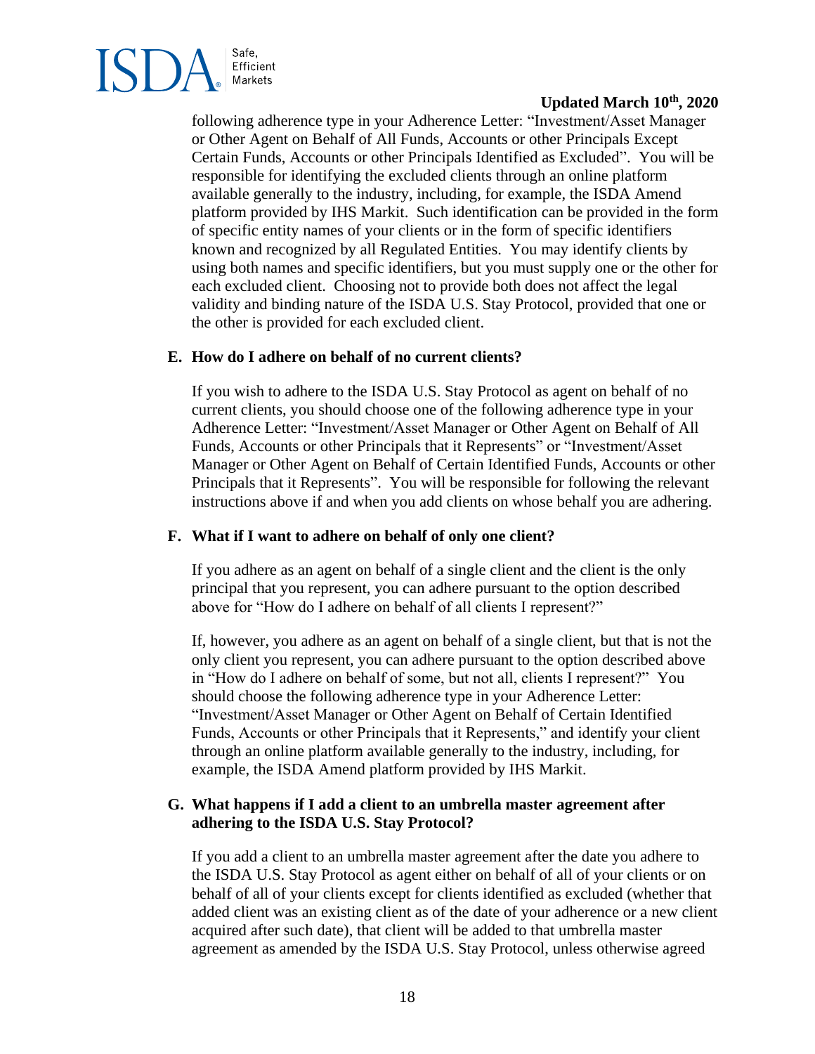following adherence type in your Adherence Letter: "Investment/Asset Manager or Other Agent on Behalf of All Funds, Accounts or other Principals Except Certain Funds, Accounts or other Principals Identified as Excluded". You will be responsible for identifying the excluded clients through an online platform available generally to the industry, including, for example, the ISDA Amend platform provided by IHS Markit. Such identification can be provided in the form of specific entity names of your clients or in the form of specific identifiers known and recognized by all Regulated Entities. You may identify clients by using both names and specific identifiers, but you must supply one or the other for each excluded client. Choosing not to provide both does not affect the legal validity and binding nature of the ISDA U.S. Stay Protocol, provided that one or the other is provided for each excluded client.

### E. How do I adhere on behalf of no current clients?

If you wish to adhere to the ISDA U.S. Stay Protocol as agent on behalf of no current clients, you should choose one of the following adherence type in your Adherence Letter: "Investment/Asset Manager or Other Agent on Behalf of All Funds, Accounts or other Principals that it Represents" or "Investment/Asset Manager or Other Agent on Behalf of Certain Identified Funds, Accounts or other Principals that it Represents". You will be responsible for following the relevant instructions above if and when you add clients on whose behalf you are adhering.

### F. What if I want to adhere on behalf of only one client?

If you adhere as an agent on behalf of a single client and the client is the only principal that you represent, you can adhere pursuant to the option described above for "How do I adhere on behalf of all clients I represent?"

If, however, you adhere as an agent on behalf of a single client, but that is not the only client you represent, you can adhere pursuant to the option described above in "How do I adhere on behalf of some, but not all, clients I represent?" You should choose the following adherence type in your Adherence Letter: "Investment/Asset Manager or Other Agent on Behalf of Certain Identified Funds, Accounts or other Principals that it Represents," and identify your client through an online platform available generally to the industry, including, for example, the ISDA Amend platform provided by IHS Markit.

### G. What happens if I add a client to an umbrella master agreement after adhering to the ISDA U.S. Stay Protocol?

If you add a client to an umbrella master agreement after the date you adhere to the ISDA U.S. Stay Protocol as agent either on behalf of all of your clients or on behalf of all of your clients except for clients identified as excluded (whether that added client was an existing client as of the date of your adherence or a new client acquired after such date), that client will be added to that umbrella master agreement as amended by the ISDA U.S. Stay Protocol, unless otherwise agreed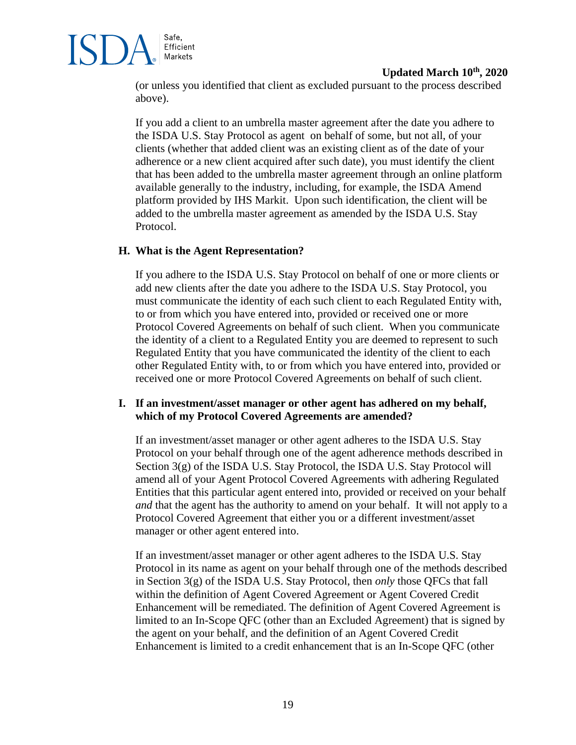(or unless you identified that client as excluded pursuant to the process described above).

If you add a client to an umbrella master agreement after the date you adhere to the ISDA U.S. Stay Protocol as agent on behalf of some, but not all, of your clients (whether that added client was an existing client as of the date of your adherence or a new client acquired after such date), you must identify the client that has been added to the umbrella master agreement through an online platform available generally to the industry, including, for example, the ISDA Amend platform provided by IHS Markit. Upon such identification, the client will be added to the umbrella master agreement as amended by the ISDA U.S. Stay Protocol.

### H. What is the Agent Representation?

If you adhere to the ISDA U.S. Stay Protocol on behalf of one or more clients or add new clients after the date you adhere to the ISDA U.S. Stay Protocol, you must communicate the identity of each such client to each Regulated Entity with, to or from which you have entered into, provided or received one or more Protocol Covered Agreements on behalf of such client. When you communicate the identity of a client to a Regulated Entity you are deemed to represent to such Regulated Entity that you have communicated the identity of the client to each other Regulated Entity with, to or from which you have entered into, provided or received one or more Protocol Covered Agreements on behalf of such client.

### I. If an investment/asset manager or other agent has adhered on my behalf, which of my Protocol Covered Agreements are amended?

If an investment/asset manager or other agent adheres to the ISDA U.S. Stay Protocol on your behalf through one of the agent adherence methods described in Section 3(g) of the ISDA U.S. Stay Protocol, the ISDA U.S. Stay Protocol will amend all of your Agent Protocol Covered Agreements with adhering Regulated Entities that this particular agent entered into, provided or received on your behalf *and* that the agent has the authority to amend on your behalf. It will not apply to a Protocol Covered Agreement that either you or a different investment/asset manager or other agent entered into.

If an investment/asset manager or other agent adheres to the ISDA U.S. Stay Protocol in its name as agent on your behalf through one of the methods described in Section 3(g) of the ISDA U.S. Stay Protocol, then *only* those QFCs that fall within the definition of Agent Covered Agreement or Agent Covered Credit Enhancement will be remediated. The definition of Agent Covered Agreement is limited to an In-Scope QFC (other than an Excluded Agreement) that is signed by the agent on your behalf, and the definition of an Agent Covered Credit Enhancement is limited to a credit enhancement that is an In-Scope QFC (other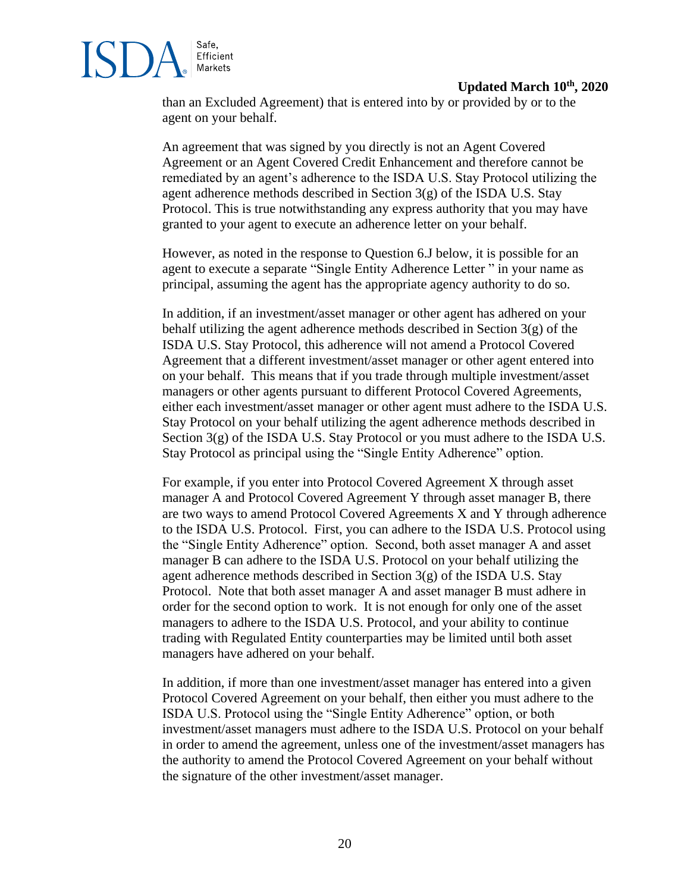than an Excluded Agreement) that is entered into by or provided by or to the agent on your behalf.

An agreement that was signed by you directly is not an Agent Covered Agreement or an Agent Covered Credit Enhancement and therefore cannot be remediated by an agent's adherence to the ISDA U.S. Stay Protocol utilizing the agent adherence methods described in Section 3(g) of the ISDA U.S. Stay Protocol. This is true notwithstanding any express authority that you may have granted to your agent to execute an adherence letter on your behalf.

However, as noted in the response to Question 6.J below, it is possible for an agent to execute a separate "Single Entity Adherence Letter " in your name as principal, assuming the agent has the appropriate agency authority to do so.

In addition, if an investment/asset manager or other agent has adhered on your behalf utilizing the agent adherence methods described in Section 3(g) of the ISDA U.S. Stay Protocol, this adherence will not amend a Protocol Covered Agreement that a different investment/asset manager or other agent entered into on your behalf. This means that if you trade through multiple investment/asset managers or other agents pursuant to different Protocol Covered Agreements, either each investment/asset manager or other agent must adhere to the ISDA U.S. Stay Protocol on your behalf utilizing the agent adherence methods described in Section 3(g) of the ISDA U.S. Stay Protocol or you must adhere to the ISDA U.S. Stay Protocol as principal using the "Single Entity Adherence" option.

For example, if you enter into Protocol Covered Agreement X through asset manager A and Protocol Covered Agreement Y through asset manager B, there are two ways to amend Protocol Covered Agreements X and Y through adherence to the ISDA U.S. Protocol. First, you can adhere to the ISDA U.S. Protocol using the "Single Entity Adherence" option. Second, both asset manager A and asset manager B can adhere to the ISDA U.S. Protocol on your behalf utilizing the agent adherence methods described in Section 3(g) of the ISDA U.S. Stay Protocol. Note that both asset manager A and asset manager B must adhere in order for the second option to work. It is not enough for only one of the asset managers to adhere to the ISDA U.S. Protocol, and your ability to continue trading with Regulated Entity counterparties may be limited until both asset managers have adhered on your behalf.

In addition, if more than one investment/asset manager has entered into a given Protocol Covered Agreement on your behalf, then either you must adhere to the ISDA U.S. Protocol using the "Single Entity Adherence" option, or both investment/asset managers must adhere to the ISDA U.S. Protocol on your behalf in order to amend the agreement, unless one of the investment/asset managers has the authority to amend the Protocol Covered Agreement on your behalf without the signature of the other investment/asset manager.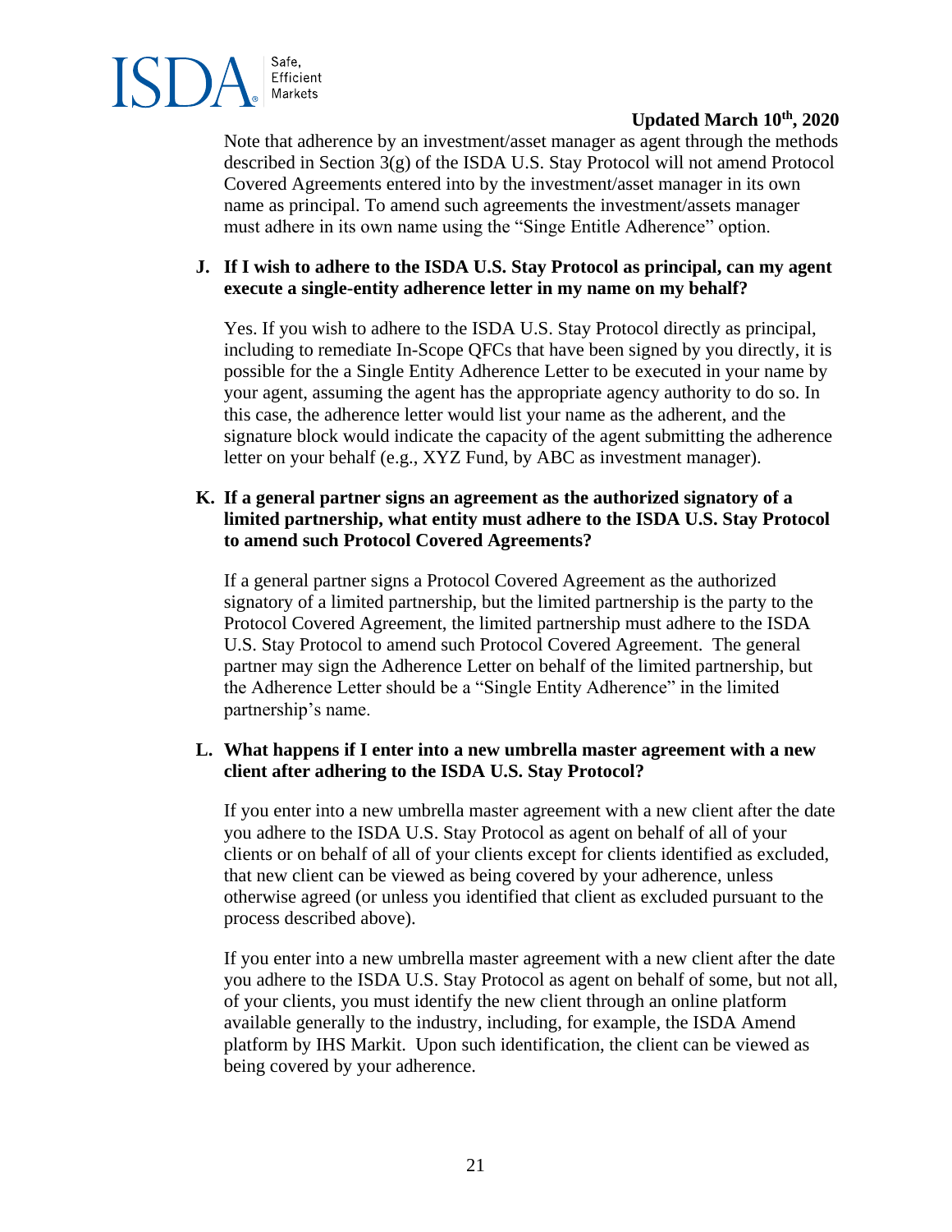Note that adherence by an investment/asset manager as agent through the methods described in Section 3(g) of the ISDA U.S. Stay Protocol will not amend Protocol Covered Agreements entered into by the investment/asset manager in its own name as principal. To amend such agreements the investment/assets manager must adhere in its own name using the "Singe Entitle Adherence" option.

**J. If I wish to adhere to the ISDA U.S. Stay Protocol as principal, can my agent execute a single-entity adherence letter in my name on my behalf?**

Yes. If you wish to adhere to the ISDA U.S. Stay Protocol directly as principal, including to remediate In-Scope QFCs that have been signed by you directly, it is possible for the a Single Entity Adherence Letter to be executed in your name by your agent, assuming the agent has the appropriate agency authority to do so. In this case, the adherence letter would list your name as the adherent, and the signature block would indicate the capacity of the agent submitting the adherence letter on your behalf (e.g., XYZ Fund, by ABC as investment manager).

**K. If a general partner signs an agreement as the authorized signatory of a limited partnership, what entity must adhere to the ISDA U.S. Stay Protocol to amend such Protocol Covered Agreements?**

If a general partner signs a Protocol Covered Agreement as the authorized signatory of a limited partnership, but the limited partnership is the party to the Protocol Covered Agreement, the limited partnership must adhere to the ISDA U.S. Stay Protocol to amend such Protocol Covered Agreement. The general partner may sign the Adherence Letter on behalf of the limited partnership, but the Adherence Letter should be a "Single Entity Adherence" in the limited partnership's name.

**L. What happens if I enter into a new umbrella master agreement with a new client after adhering to the ISDA U.S. Stay Protocol?**

If you enter into a new umbrella master agreement with a new client after the date you adhere to the ISDA U.S. Stay Protocol as agent on behalf of all of your clients or on behalf of all of your clients except for clients identified as excluded, that new client can be viewed as being covered by your adherence, unless otherwise agreed (or unless you identified that client as excluded pursuant to the process described above).

If you enter into a new umbrella master agreement with a new client after the date you adhere to the ISDA U.S. Stay Protocol as agent on behalf of some, but not all, of your clients, you must identify the new client through an online platform available generally to the industry, including, for example, the ISDA Amend platform by IHS Markit. Upon such identification, the client can be viewed as being covered by your adherence.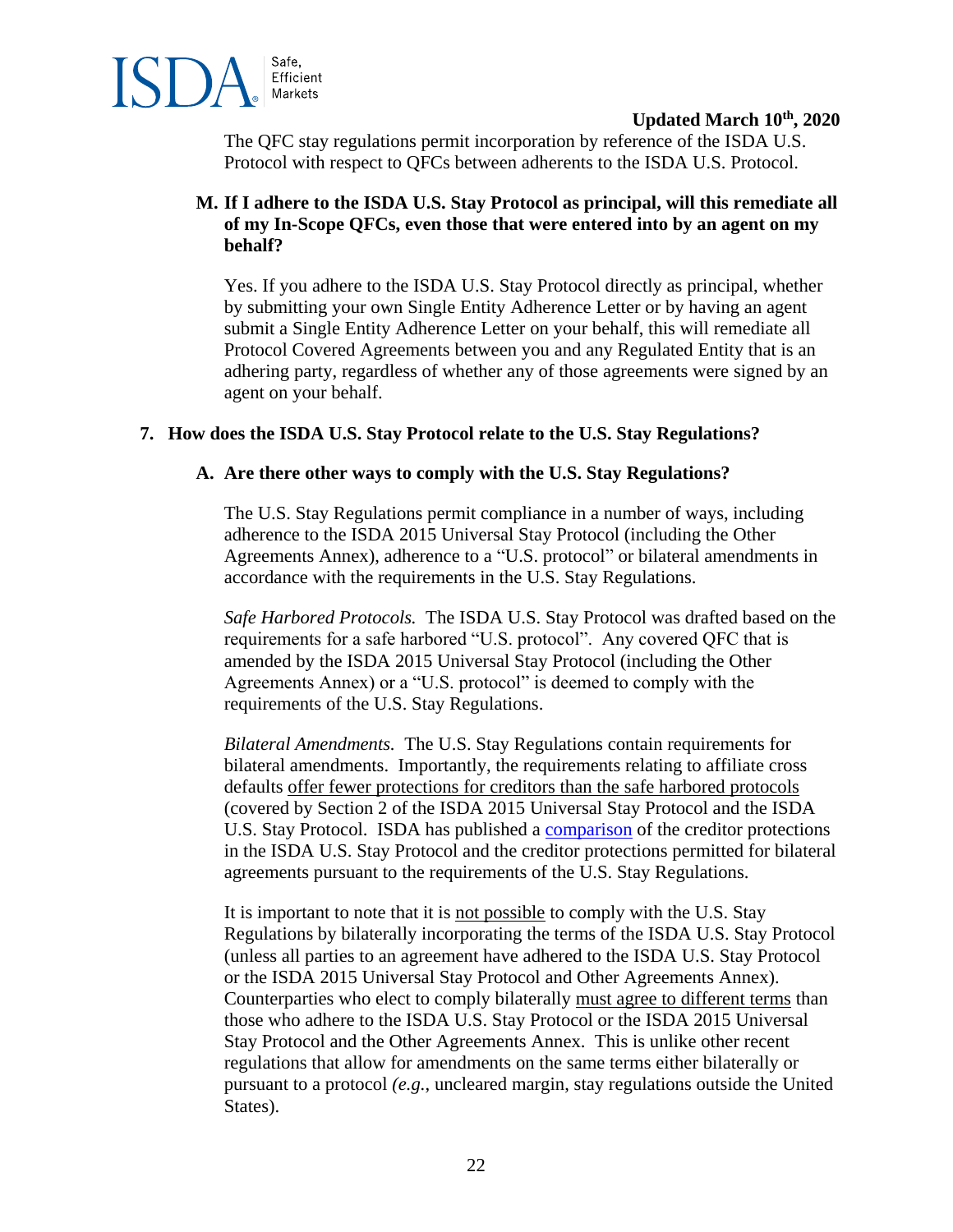The QFC stay regulations permit incorporation by reference of the ISDA U.S. Protocol with respect to QFCs between adherents to the ISDA U.S. Protocol.

**M. If I adhere to the ISDA U.S. Stay Protocol as principal, will this remediate all of my In-Scope QFCs, even those that were entered into by an agent on my behalf?**

Yes. If you adhere to the ISDA U.S. Stay Protocol directly as principal, whether by submitting your own Single Entity Adherence Letter or by having an agent submit a Single Entity Adherence Letter on your behalf, this will remediate all Protocol Covered Agreements between you and any Regulated Entity that is an adhering party, regardless of whether any of those agreements were signed by an agent on your behalf.

## 7. How does the ISDA U.S. Stay Protocol relate to the U.S. Stay Regulations?

**A. Are there other ways to comply with the U.S. Stay Regulations?**

The U.S. Stay Regulations permit compliance in a number of ways, including adherence to the ISDA 2015 Universal Stay Protocol (including the Other Agreements Annex), adherence to a "U.S. protocol" or bilateral amendments in accordance with the requirements in the U.S. Stay Regulations.

*Safe Harbored Protocols.* The ISDA U.S. Stay Protocol was drafted based on the requirements for a safe harbored "U.S. protocol". Any covered QFC that is amended by the ISDA 2015 Universal Stay Protocol (including the Other Agreements Annex) or a "U.S. protocol" is deemed to comply with the requirements of the U.S. Stay Regulations.

*Bilateral Amendments.* The U.S. Stay Regulations contain requirements for bilateral amendments. Importantly, the requirements relating to affiliate cross defaults offer fewer protections for creditors than the safe harbored protocols (covered by Section 2 of the ISDA 2015 Universal Stay Protocol and the ISDA U.S. Stay Protocol. ISDA has published a comparison of the creditor protections in the ISDA U.S. Stay Protocol and the creditor protections permitted for bilateral agreements pursuant to the requirements of the U.S. Stay Regulations.

It is important to note that it is not possible to comply with the U.S. Stay Regulations by bilaterally incorporating the terms of the ISDA U.S. Stay Protocol (unless all parties to an agreement have adhered to the ISDA U.S. Stay Protocol or the ISDA 2015 Universal Stay Protocol and Other Agreements Annex). Counterparties who elect to comply bilaterally must agree to different terms than those who adhere to the ISDA U.S. Stay Protocol or the ISDA 2015 Universal Stay Protocol and the Other Agreements Annex. This is unlike other recent regulations that allow for amendments on the same terms either bilaterally or pursuant to a protocol *(e.g.*, uncleared margin, stay regulations outside the United States).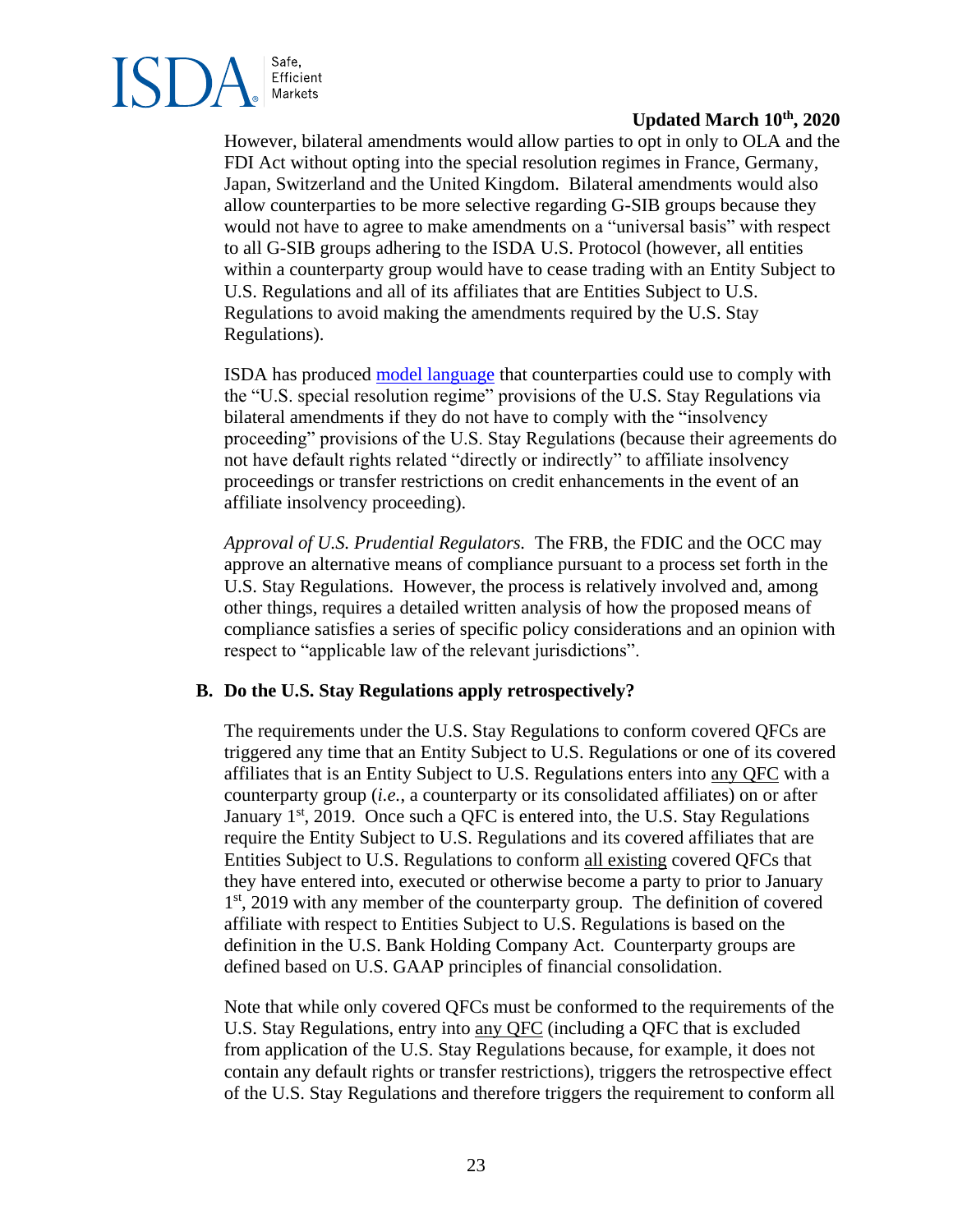However, bilateral amendments would allow parties to opt in only to OLA and the FDI Act without opting into the special resolution regimes in France, Germany, Japan, Switzerland and the United Kingdom. Bilateral amendments would also allow counterparties to be more selective regarding G-SIB groups because they would not have to agree to make amendments on a "universal basis" with respect to all G-SIB groups adhering to the ISDA U.S. Protocol (however, all entities within a counterparty group would have to cease trading with an Entity Subject to U.S. Regulations and all of its affiliates that are Entities Subject to U.S. Regulations to avoid making the amendments required by the U.S. Stay Regulations).

ISDA has produced model language that counterparties could use to comply with the "U.S. special resolution regime" provisions of the U.S. Stay Regulations via bilateral amendments if they do not have to comply with the "insolvency proceeding" provisions of the U.S. Stay Regulations (because their agreements do not have default rights related "directly or indirectly" to affiliate insolvency proceedings or transfer restrictions on credit enhancements in the event of an affiliate insolvency proceeding).

*Approval of U.S. Prudential Regulators.* The FRB, the FDIC and the OCC may approve an alternative means of compliance pursuant to a process set forth in the U.S. Stay Regulations. However, the process is relatively involved and, among other things, requires a detailed written analysis of how the proposed means of compliance satisfies a series of specific policy considerations and an opinion with respect to "applicable law of the relevant jurisdictions".

### B. Do the U.S. Stay Regulations apply retrospectively?

The requirements under the U.S. Stay Regulations to conform covered QFCs are triggered any time that an Entity Subject to U.S. Regulations or one of its covered affiliates that is an Entity Subject to U.S. Regulations enters into any QFC with a counterparty group (*i.e.*, a counterparty or its consolidated affiliates) on or after January 1st, 2019. Once such a QFC is entered into, the U.S. Stay Regulations require the Entity Subject to U.S. Regulations and its covered affiliates that are Entities Subject to U.S. Regulations to conform all existing covered QFCs that they have entered into, executed or otherwise become a party to prior to January 1st, 2019 with any member of the counterparty group. The definition of covered affiliate with respect to Entities Subject to U.S. Regulations is based on the definition in the U.S. Bank Holding Company Act. Counterparty groups are defined based on U.S. GAAP principles of financial consolidation.

Note that while only covered QFCs must be conformed to the requirements of the U.S. Stay Regulations, entry into any QFC (including a QFC that is excluded from application of the U.S. Stay Regulations because, for example, it does not contain any default rights or transfer restrictions), triggers the retrospective effect of the U.S. Stay Regulations and therefore triggers the requirement to conform all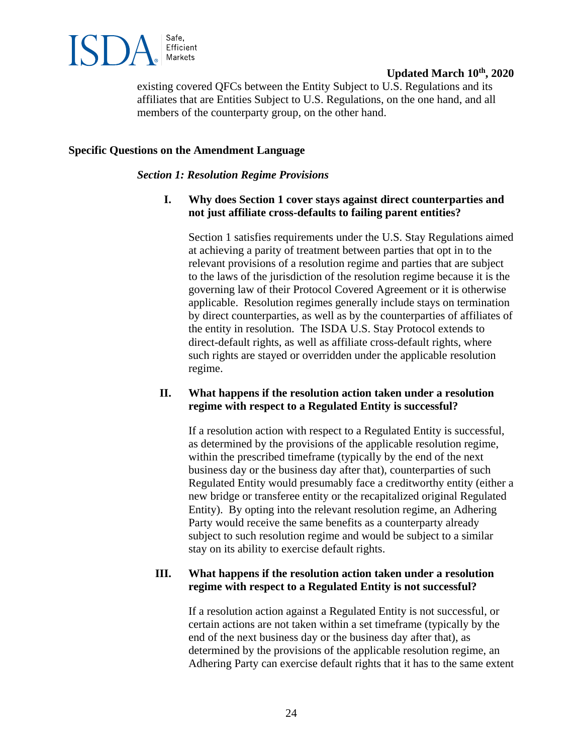existing covered QFCs between the Entity Subject to U.S. Regulations and its affiliates that are Entities Subject to U.S. Regulations, on the one hand, and all members of the counterparty group, on the other hand.

**Specific Questions on the Amendment Language**

***Section 1: Resolution Regime Provisions***

**I. Why does Section 1 cover stays against direct counterparties and not just affiliate cross-defaults to failing parent entities?**

Section 1 satisfies requirements under the U.S. Stay Regulations aimed at achieving a parity of treatment between parties that opt in to the relevant provisions of a resolution regime and parties that are subject to the laws of the jurisdiction of the resolution regime because it is the governing law of their Protocol Covered Agreement or it is otherwise applicable. Resolution regimes generally include stays on termination by direct counterparties, as well as by the counterparties of affiliates of the entity in resolution. The ISDA U.S. Stay Protocol extends to direct-default rights, as well as affiliate cross-default rights, where such rights are stayed or overridden under the applicable resolution regime.

**II. What happens if the resolution action taken under a resolution regime with respect to a Regulated Entity is successful?**

If a resolution action with respect to a Regulated Entity is successful, as determined by the provisions of the applicable resolution regime, within the prescribed timeframe (typically by the end of the next business day or the business day after that), counterparties of such Regulated Entity would presumably face a creditworthy entity (either a new bridge or transferee entity or the recapitalized original Regulated Entity). By opting into the relevant resolution regime, an Adhering Party would receive the same benefits as a counterparty already subject to such resolution regime and would be subject to a similar stay on its ability to exercise default rights.

**III. What happens if the resolution action taken under a resolution regime with respect to a Regulated Entity is not successful?**

If a resolution action against a Regulated Entity is not successful, or certain actions are not taken within a set timeframe (typically by the end of the next business day or the business day after that), as determined by the provisions of the applicable resolution regime, an Adhering Party can exercise default rights that it has to the same extent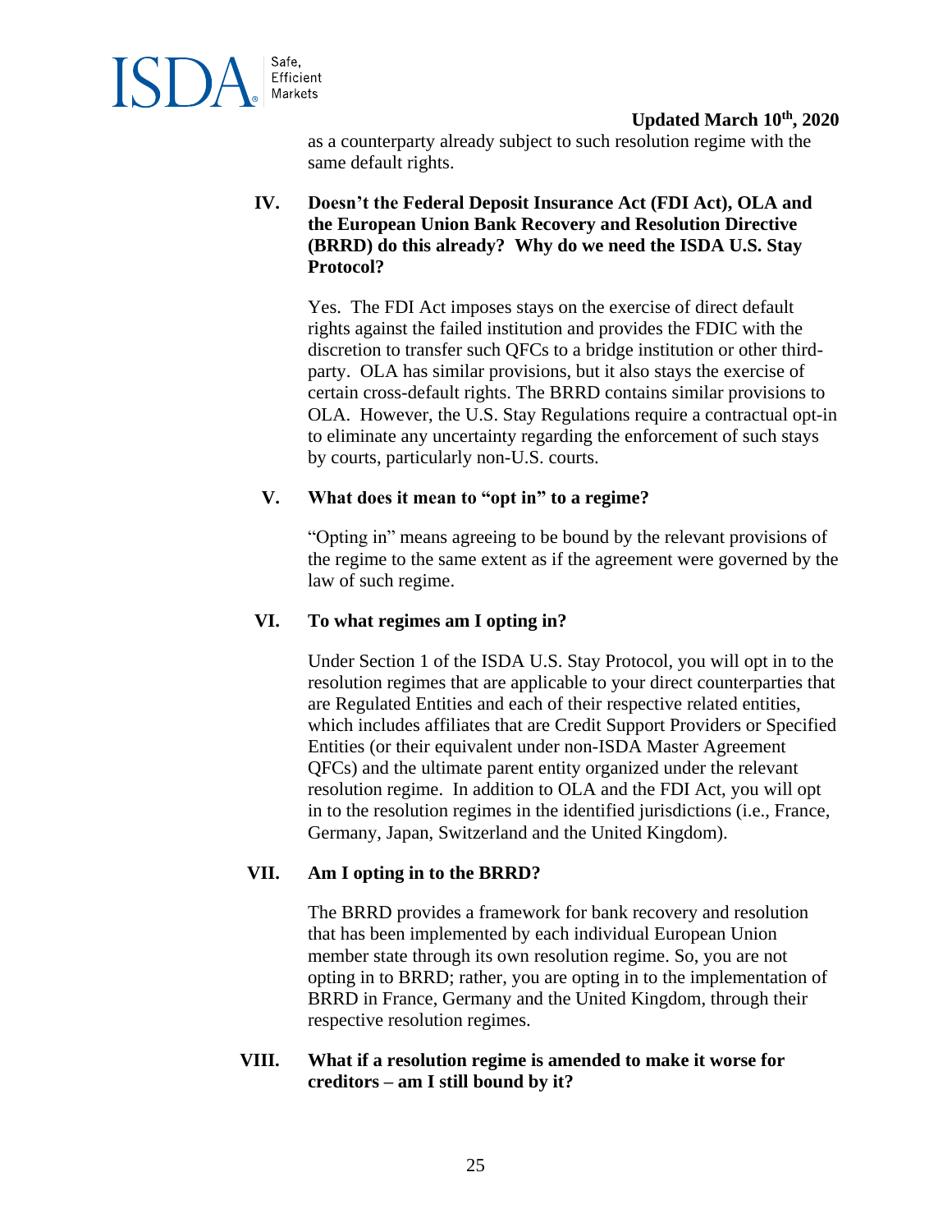as a counterparty already subject to such resolution regime with the same default rights.

**IV. Doesn't the Federal Deposit Insurance Act (FDI Act), OLA and the European Union Bank Recovery and Resolution Directive (BRRD) do this already? Why do we need the ISDA U.S. Stay Protocol?**

Yes. The FDI Act imposes stays on the exercise of direct default rights against the failed institution and provides the FDIC with the discretion to transfer such QFCs to a bridge institution or other third-party. OLA has similar provisions, but it also stays the exercise of certain cross-default rights. The BRRD contains similar provisions to OLA. However, the U.S. Stay Regulations require a contractual opt-in to eliminate any uncertainty regarding the enforcement of such stays by courts, particularly non-U.S. courts.

**V. What does it mean to "opt in" to a regime?**

"Opting in" means agreeing to be bound by the relevant provisions of the regime to the same extent as if the agreement were governed by the law of such regime.

**VI. To what regimes am I opting in?**

Under Section 1 of the ISDA U.S. Stay Protocol, you will opt in to the resolution regimes that are applicable to your direct counterparties that are Regulated Entities and each of their respective related entities, which includes affiliates that are Credit Support Providers or Specified Entities (or their equivalent under non-ISDA Master Agreement QFCs) and the ultimate parent entity organized under the relevant resolution regime. In addition to OLA and the FDI Act, you will opt in to the resolution regimes in the identified jurisdictions (i.e., France, Germany, Japan, Switzerland and the United Kingdom).

**VII. Am I opting in to the BRRD?**

The BRRD provides a framework for bank recovery and resolution that has been implemented by each individual European Union member state through its own resolution regime. So, you are not opting in to BRRD; rather, you are opting in to the implementation of BRRD in France, Germany and the United Kingdom, through their respective resolution regimes.

**VIII. What if a resolution regime is amended to make it worse for creditors – am I still bound by it?**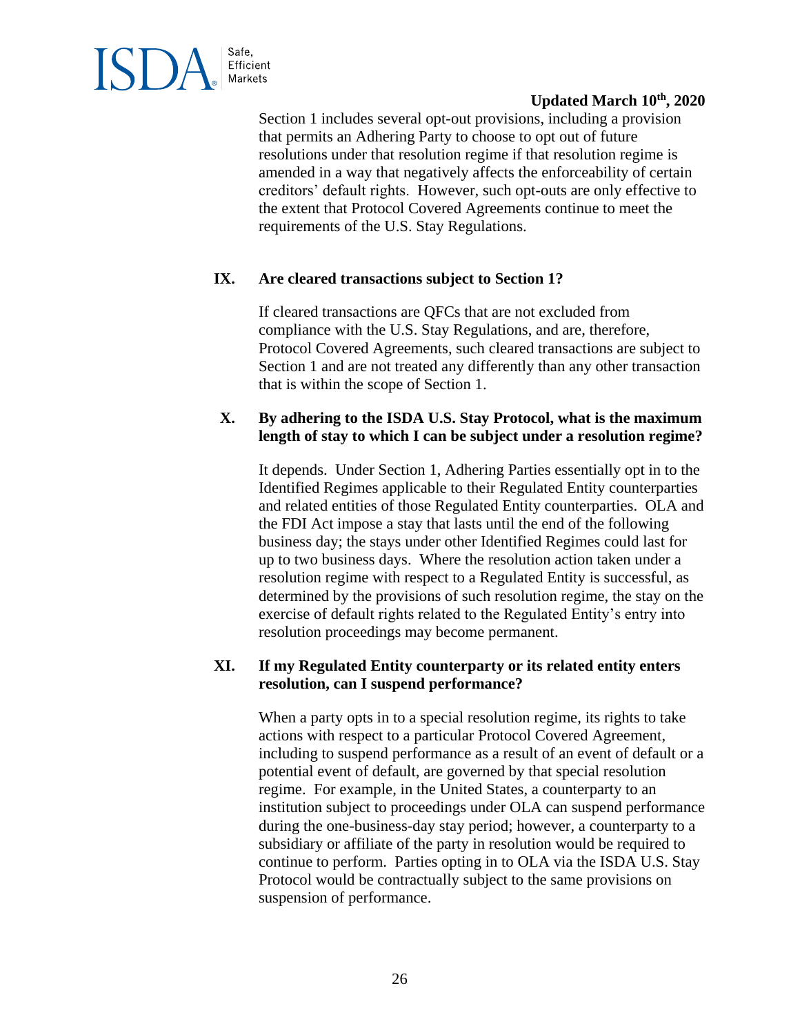Section 1 includes several opt-out provisions, including a provision that permits an Adhering Party to choose to opt out of future resolutions under that resolution regime if that resolution regime is amended in a way that negatively affects the enforceability of certain creditors' default rights. However, such opt-outs are only effective to the extent that Protocol Covered Agreements continue to meet the requirements of the U.S. Stay Regulations.

**IX. Are cleared transactions subject to Section 1?**

If cleared transactions are QFCs that are not excluded from compliance with the U.S. Stay Regulations, and are, therefore, Protocol Covered Agreements, such cleared transactions are subject to Section 1 and are not treated any differently than any other transaction that is within the scope of Section 1.

**X. By adhering to the ISDA U.S. Stay Protocol, what is the maximum length of stay to which I can be subject under a resolution regime?**

It depends. Under Section 1, Adhering Parties essentially opt in to the Identified Regimes applicable to their Regulated Entity counterparties and related entities of those Regulated Entity counterparties. OLA and the FDI Act impose a stay that lasts until the end of the following business day; the stays under other Identified Regimes could last for up to two business days. Where the resolution action taken under a resolution regime with respect to a Regulated Entity is successful, as determined by the provisions of such resolution regime, the stay on the exercise of default rights related to the Regulated Entity's entry into resolution proceedings may become permanent.

**XI. If my Regulated Entity counterparty or its related entity enters resolution, can I suspend performance?**

When a party opts in to a special resolution regime, its rights to take actions with respect to a particular Protocol Covered Agreement, including to suspend performance as a result of an event of default or a potential event of default, are governed by that special resolution regime. For example, in the United States, a counterparty to an institution subject to proceedings under OLA can suspend performance during the one-business-day stay period; however, a counterparty to a subsidiary or affiliate of the party in resolution would be required to continue to perform. Parties opting in to OLA via the ISDA U.S. Stay Protocol would be contractually subject to the same provisions on suspension of performance.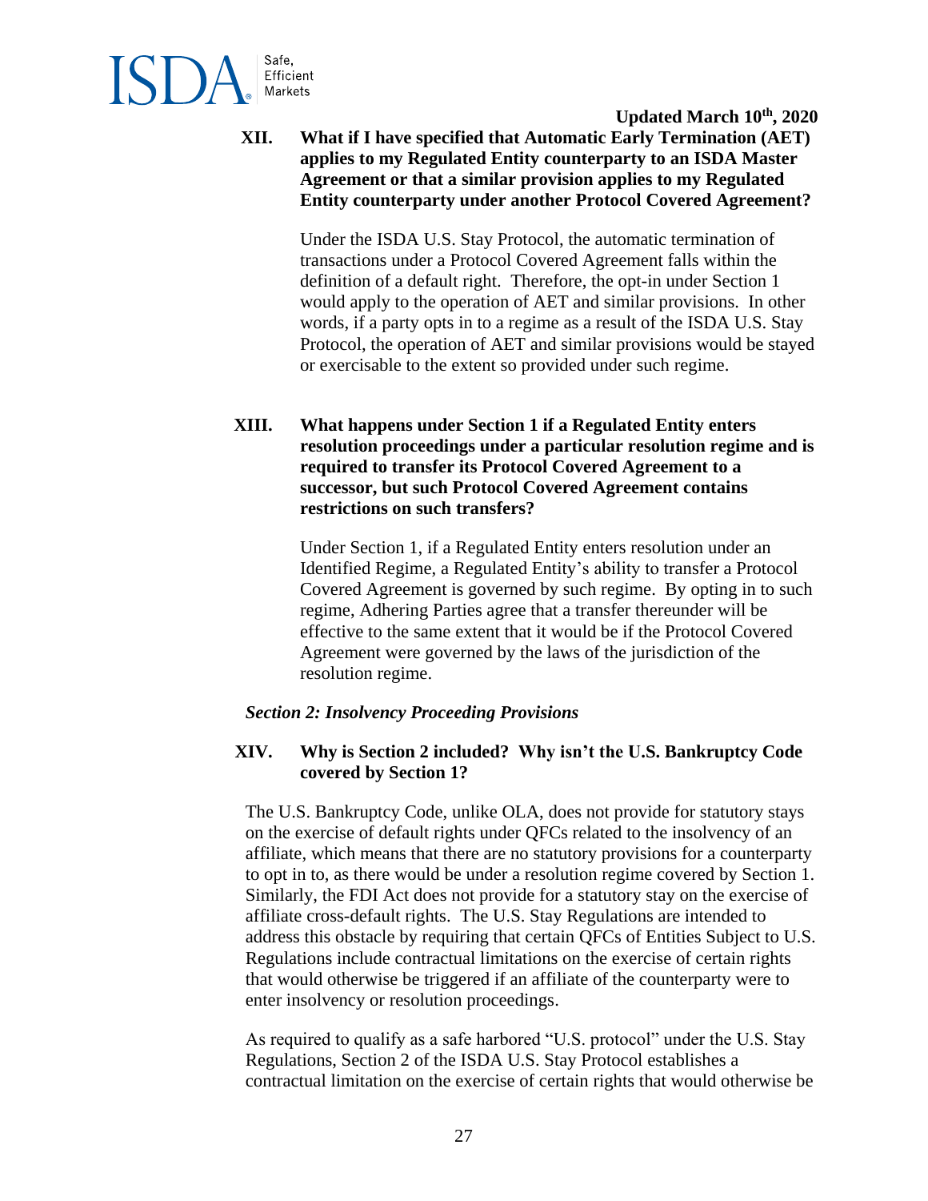**XII. What if I have specified that Automatic Early Termination (AET) applies to my Regulated Entity counterparty to an ISDA Master Agreement or that a similar provision applies to my Regulated Entity counterparty under another Protocol Covered Agreement?**

Under the ISDA U.S. Stay Protocol, the automatic termination of transactions under a Protocol Covered Agreement falls within the definition of a default right. Therefore, the opt-in under Section 1 would apply to the operation of AET and similar provisions. In other words, if a party opts in to a regime as a result of the ISDA U.S. Stay Protocol, the operation of AET and similar provisions would be stayed or exercisable to the extent so provided under such regime.

**XIII. What happens under Section 1 if a Regulated Entity enters resolution proceedings under a particular resolution regime and is required to transfer its Protocol Covered Agreement to a successor, but such Protocol Covered Agreement contains restrictions on such transfers?**

Under Section 1, if a Regulated Entity enters resolution under an Identified Regime, a Regulated Entity's ability to transfer a Protocol Covered Agreement is governed by such regime. By opting in to such regime, Adhering Parties agree that a transfer thereunder will be effective to the same extent that it would be if the Protocol Covered Agreement were governed by the laws of the jurisdiction of the resolution regime.

***Section 2: Insolvency Proceeding Provisions***

**XIV. Why is Section 2 included? Why isn't the U.S. Bankruptcy Code covered by Section 1?**

The U.S. Bankruptcy Code, unlike OLA, does not provide for statutory stays on the exercise of default rights under QFCs related to the insolvency of an affiliate, which means that there are no statutory provisions for a counterparty to opt in to, as there would be under a resolution regime covered by Section 1. Similarly, the FDI Act does not provide for a statutory stay on the exercise of affiliate cross-default rights. The U.S. Stay Regulations are intended to address this obstacle by requiring that certain QFCs of Entities Subject to U.S. Regulations include contractual limitations on the exercise of certain rights that would otherwise be triggered if an affiliate of the counterparty were to enter insolvency or resolution proceedings.

As required to qualify as a safe harbored "U.S. protocol" under the U.S. Stay Regulations, Section 2 of the ISDA U.S. Stay Protocol establishes a contractual limitation on the exercise of certain rights that would otherwise be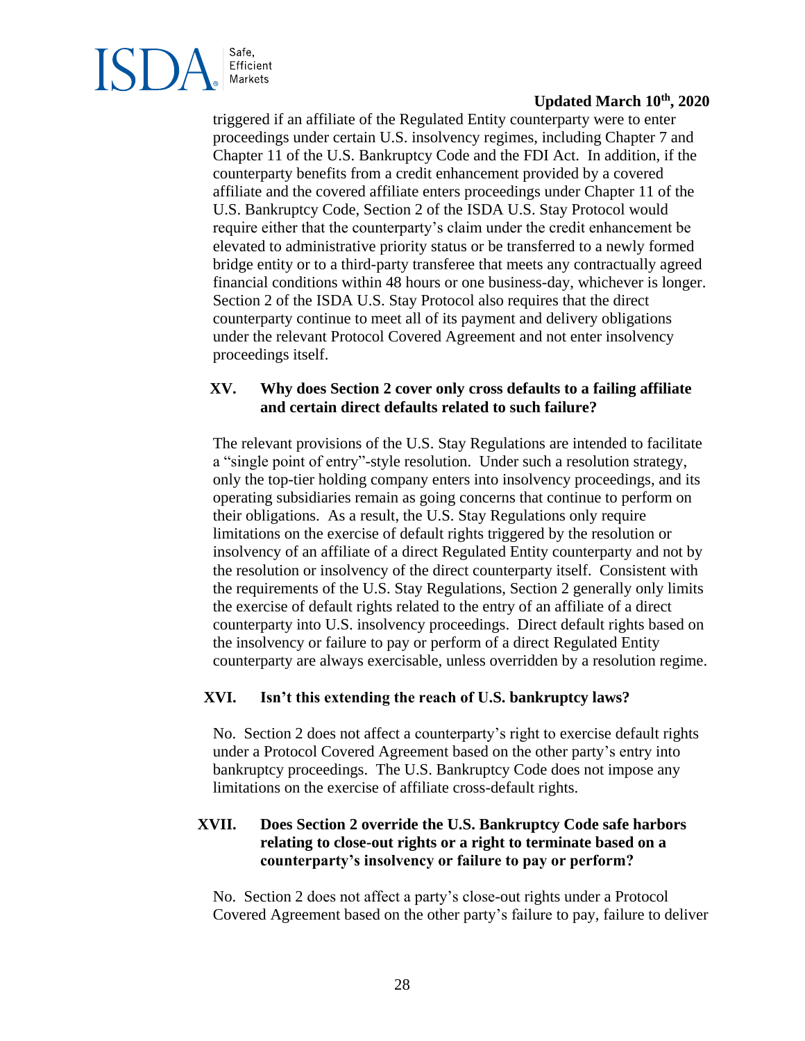triggered if an affiliate of the Regulated Entity counterparty were to enter proceedings under certain U.S. insolvency regimes, including Chapter 7 and Chapter 11 of the U.S. Bankruptcy Code and the FDI Act. In addition, if the counterparty benefits from a credit enhancement provided by a covered affiliate and the covered affiliate enters proceedings under Chapter 11 of the U.S. Bankruptcy Code, Section 2 of the ISDA U.S. Stay Protocol would require either that the counterparty's claim under the credit enhancement be elevated to administrative priority status or be transferred to a newly formed bridge entity or to a third-party transferee that meets any contractually agreed financial conditions within 48 hours or one business-day, whichever is longer. Section 2 of the ISDA U.S. Stay Protocol also requires that the direct counterparty continue to meet all of its payment and delivery obligations under the relevant Protocol Covered Agreement and not enter insolvency proceedings itself.

### XV. Why does Section 2 cover only cross defaults to a failing affiliate and certain direct defaults related to such failure?

The relevant provisions of the U.S. Stay Regulations are intended to facilitate a "single point of entry"-style resolution. Under such a resolution strategy, only the top-tier holding company enters into insolvency proceedings, and its operating subsidiaries remain as going concerns that continue to perform on their obligations. As a result, the U.S. Stay Regulations only require limitations on the exercise of default rights triggered by the resolution or insolvency of an affiliate of a direct Regulated Entity counterparty and not by the resolution or insolvency of the direct counterparty itself. Consistent with the requirements of the U.S. Stay Regulations, Section 2 generally only limits the exercise of default rights related to the entry of an affiliate of a direct counterparty into U.S. insolvency proceedings. Direct default rights based on the insolvency or failure to pay or perform of a direct Regulated Entity counterparty are always exercisable, unless overridden by a resolution regime.

### XVI. Isn't this extending the reach of U.S. bankruptcy laws?

No. Section 2 does not affect a counterparty's right to exercise default rights under a Protocol Covered Agreement based on the other party's entry into bankruptcy proceedings. The U.S. Bankruptcy Code does not impose any limitations on the exercise of affiliate cross-default rights.

### XVII. Does Section 2 override the U.S. Bankruptcy Code safe harbors relating to close-out rights or a right to terminate based on a counterparty's insolvency or failure to pay or perform?

No. Section 2 does not affect a party's close-out rights under a Protocol Covered Agreement based on the other party's failure to pay, failure to deliver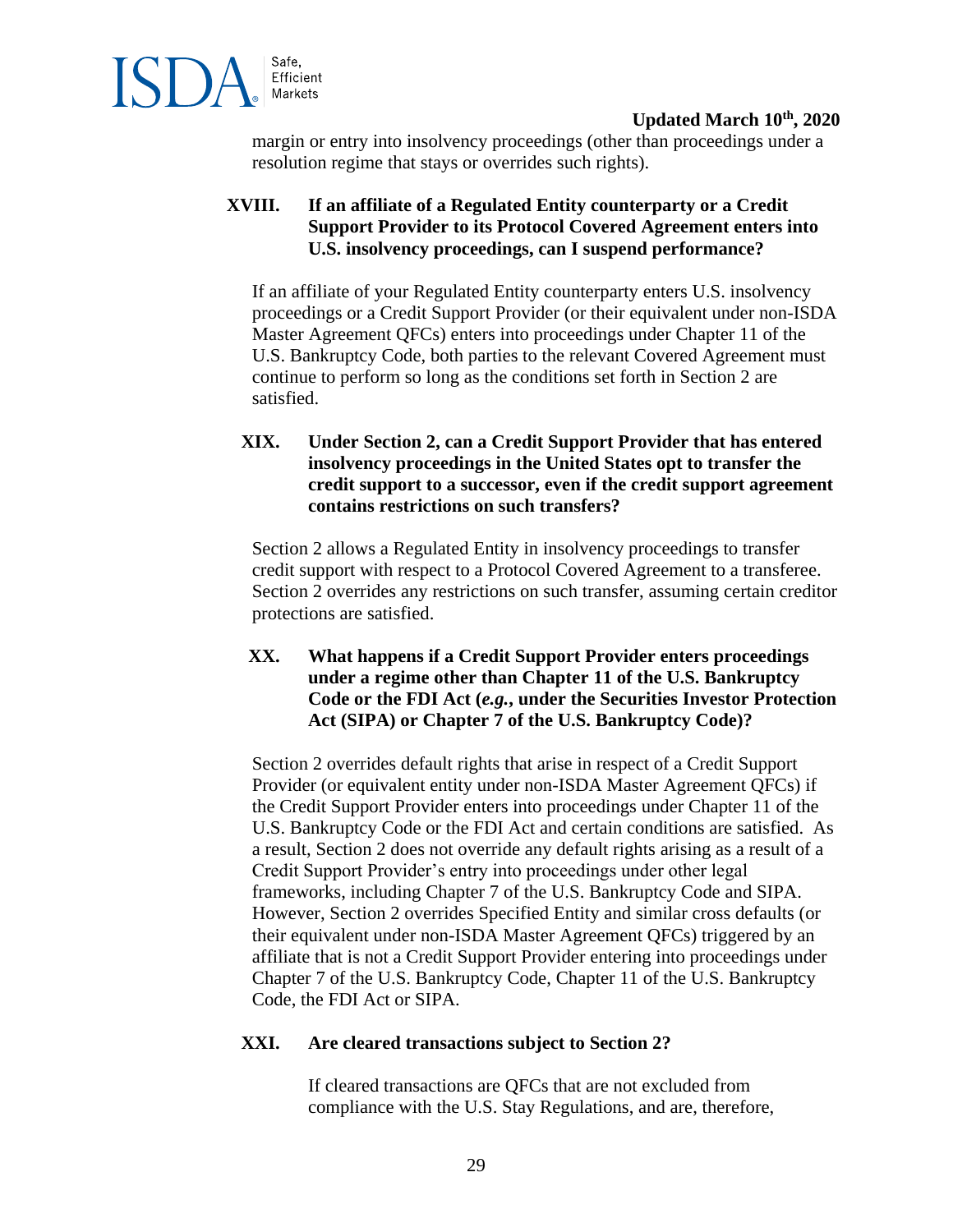margin or entry into insolvency proceedings (other than proceedings under a resolution regime that stays or overrides such rights).

### XVIII. If an affiliate of a Regulated Entity counterparty or a Credit Support Provider to its Protocol Covered Agreement enters into U.S. insolvency proceedings, can I suspend performance?

If an affiliate of your Regulated Entity counterparty enters U.S. insolvency proceedings or a Credit Support Provider (or their equivalent under non-ISDA Master Agreement QFCs) enters into proceedings under Chapter 11 of the U.S. Bankruptcy Code, both parties to the relevant Covered Agreement must continue to perform so long as the conditions set forth in Section 2 are satisfied.

### XIX. Under Section 2, can a Credit Support Provider that has entered insolvency proceedings in the United States opt to transfer the credit support to a successor, even if the credit support agreement contains restrictions on such transfers?

Section 2 allows a Regulated Entity in insolvency proceedings to transfer credit support with respect to a Protocol Covered Agreement to a transferee. Section 2 overrides any restrictions on such transfer, assuming certain creditor protections are satisfied.

### XX. What happens if a Credit Support Provider enters proceedings under a regime other than Chapter 11 of the U.S. Bankruptcy Code or the FDI Act (*e.g.*, under the Securities Investor Protection Act (SIPA) or Chapter 7 of the U.S. Bankruptcy Code)?

Section 2 overrides default rights that arise in respect of a Credit Support Provider (or equivalent entity under non-ISDA Master Agreement QFCs) if the Credit Support Provider enters into proceedings under Chapter 11 of the U.S. Bankruptcy Code or the FDI Act and certain conditions are satisfied. As a result, Section 2 does not override any default rights arising as a result of a Credit Support Provider's entry into proceedings under other legal frameworks, including Chapter 7 of the U.S. Bankruptcy Code and SIPA. However, Section 2 overrides Specified Entity and similar cross defaults (or their equivalent under non-ISDA Master Agreement QFCs) triggered by an affiliate that is not a Credit Support Provider entering into proceedings under Chapter 7 of the U.S. Bankruptcy Code, Chapter 11 of the U.S. Bankruptcy Code, the FDI Act or SIPA.

### XXI. Are cleared transactions subject to Section 2?

If cleared transactions are QFCs that are not excluded from compliance with the U.S. Stay Regulations, and are, therefore,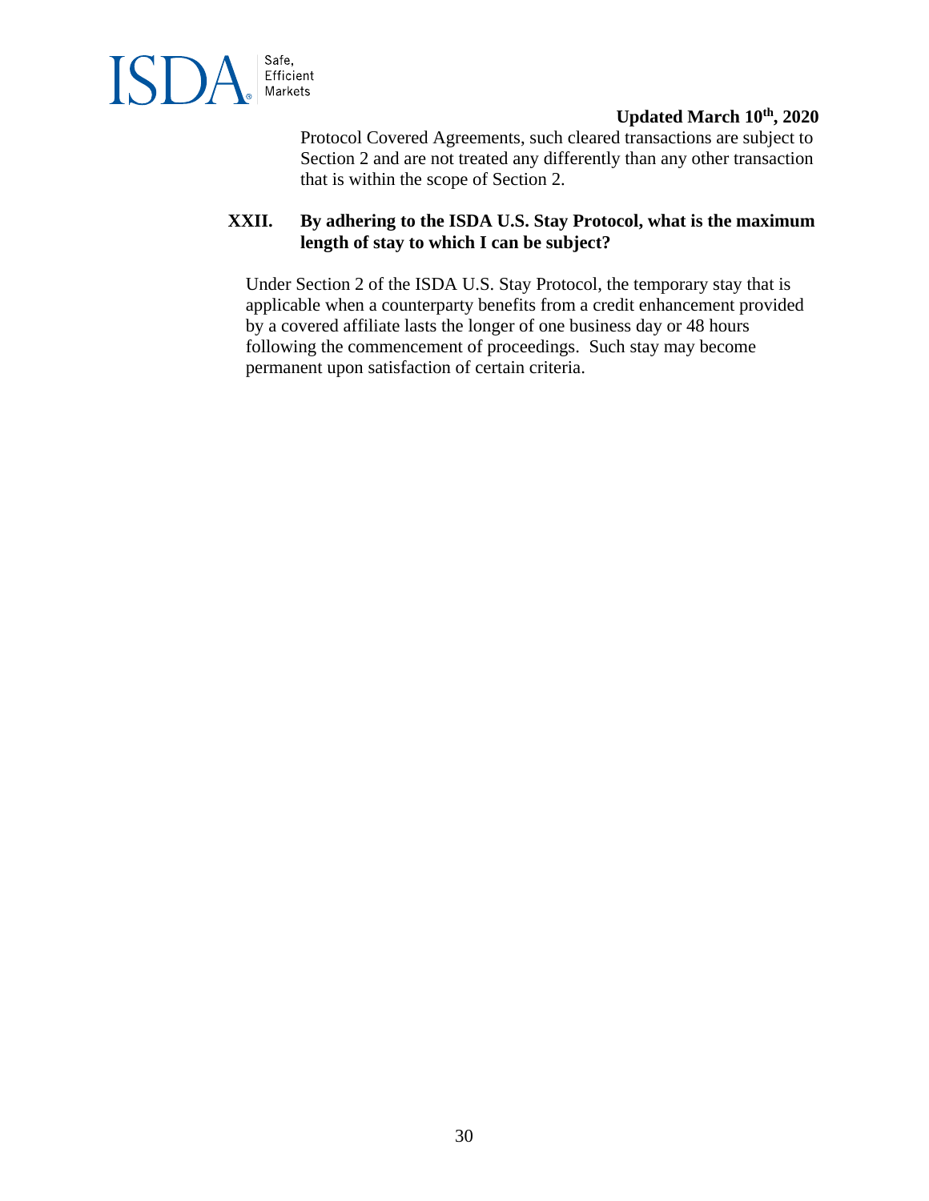Protocol Covered Agreements, such cleared transactions are subject to Section 2 and are not treated any differently than any other transaction that is within the scope of Section 2.

### XXII. By adhering to the ISDA U.S. Stay Protocol, what is the maximum length of stay to which I can be subject?

Under Section 2 of the ISDA U.S. Stay Protocol, the temporary stay that is applicable when a counterparty benefits from a credit enhancement provided by a covered affiliate lasts the longer of one business day or 48 hours following the commencement of proceedings. Such stay may become permanent upon satisfaction of certain criteria.